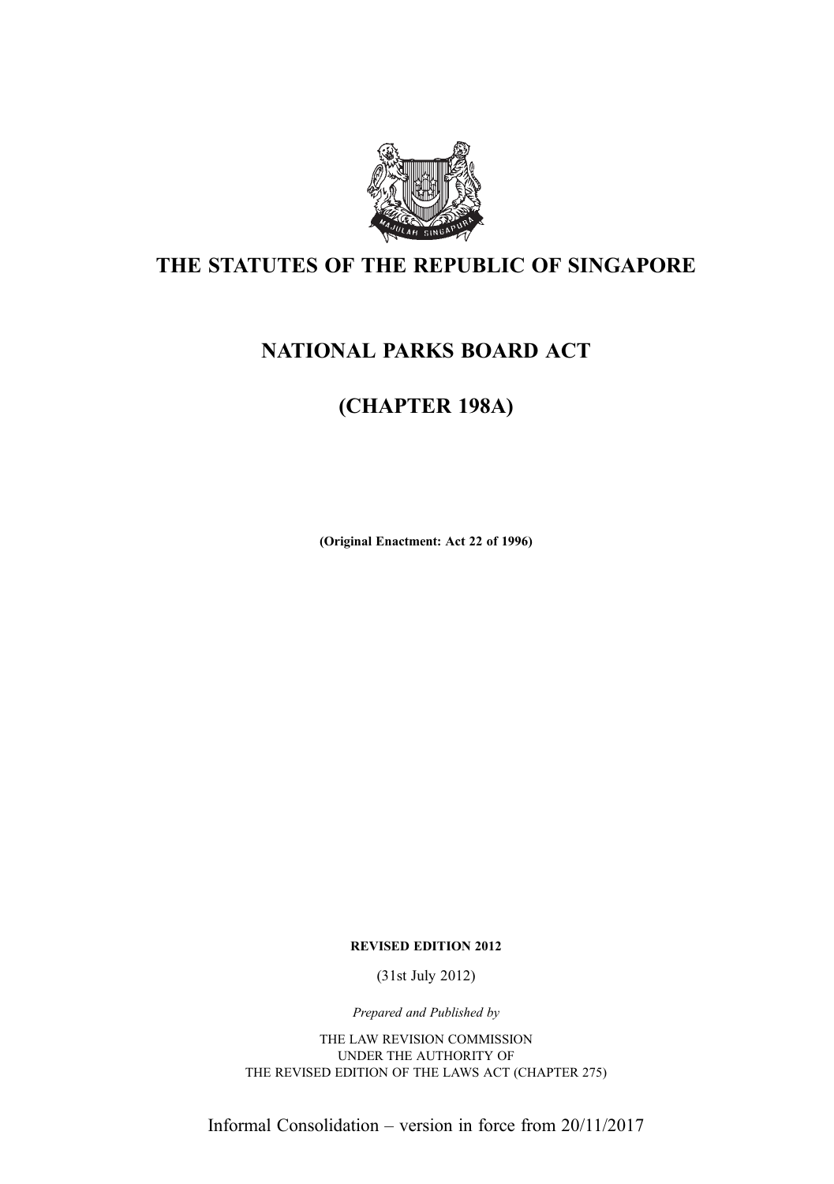# THE STATUTES OF THE REPUBLIC OF SINGAPORE

## NATIONAL PARKS BOARD ACT

## (CHAPTER 198A)

**(Original Enactment: Act 22 of 1996)**

**REVISED EDITION 2012**

(31st July 2012)

*Prepared and Published by*

THE LAW REVISION COMMISSION
UNDER THE AUTHORITY OF
THE REVISED EDITION OF THE LAWS ACT (CHAPTER 275)

Informal Consolidation – version in force from 20/11/2017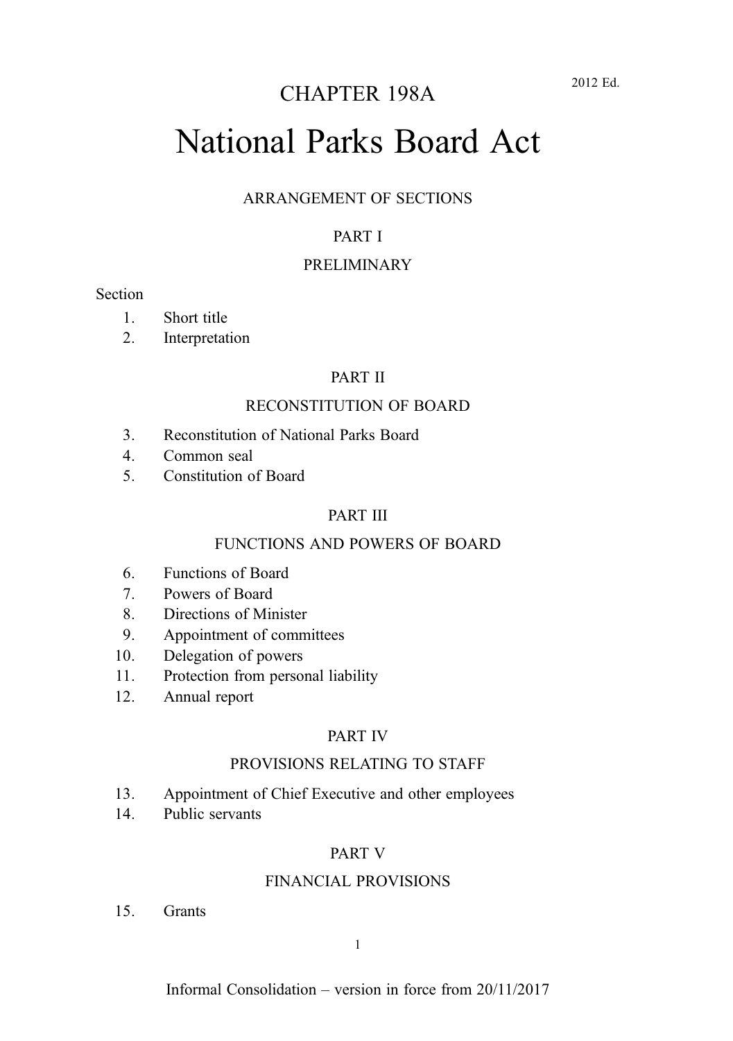CHAPTER 198A

2012 Ed.

# National Parks Board Act

ARRANGEMENT OF SECTIONS

## PART I

### PRELIMINARY

Section

1. Short title
2. Interpretation

## PART II

### RECONSTITUTION OF BOARD

3. Reconstitution of National Parks Board
4. Common seal
5. Constitution of Board

## PART III

### FUNCTIONS AND POWERS OF BOARD

6. Functions of Board
7. Powers of Board
8. Directions of Minister
9. Appointment of committees
10. Delegation of powers
11. Protection from personal liability
12. Annual report

## PART IV

### PROVISIONS RELATING TO STAFF

13. Appointment of Chief Executive and other employees
14. Public servants

## PART V

### FINANCIAL PROVISIONS

15. Grants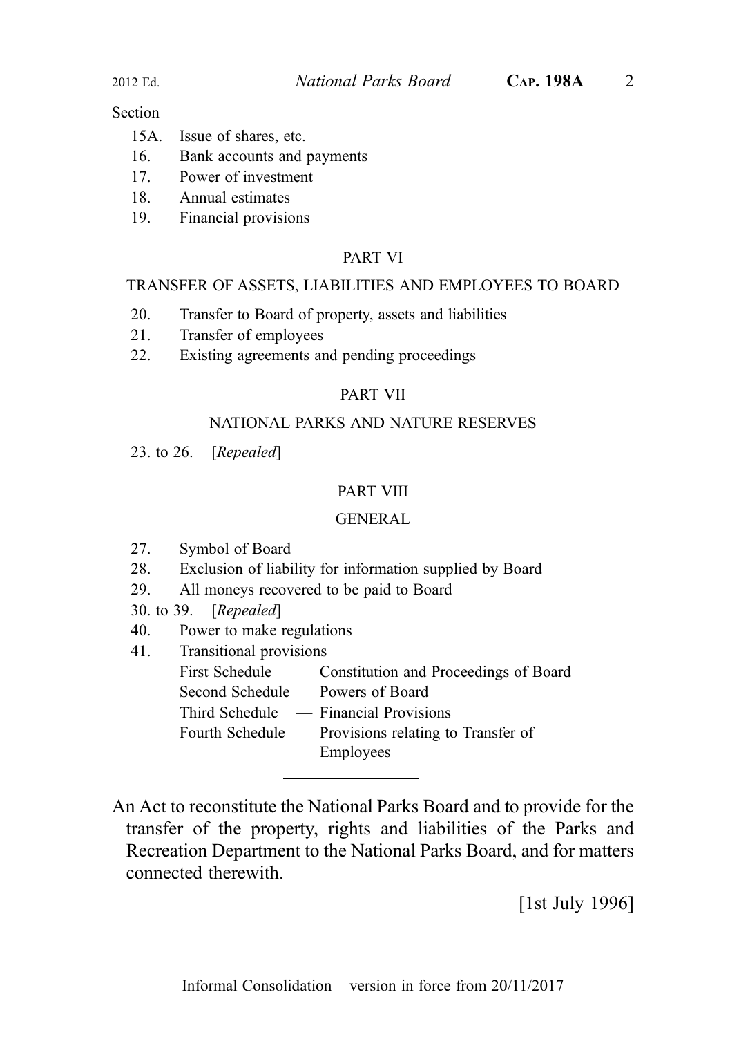Section

15A. Issue of shares, etc.
16. Bank accounts and payments
17. Power of investment
18. Annual estimates
19. Financial provisions

PART VI

TRANSFER OF ASSETS, LIABILITIES AND EMPLOYEES TO BOARD

20. Transfer to Board of property, assets and liabilities
21. Transfer of employees
22. Existing agreements and pending proceedings

PART VII

NATIONAL PARKS AND NATURE RESERVES

23. to 26. [*Repealed*]

PART VIII

GENERAL

27. Symbol of Board
28. Exclusion of liability for information supplied by Board
29. All moneys recovered to be paid to Board
30. to 39. [*Repealed*]
40. Power to make regulations
41. Transitional provisions

First Schedule — Constitution and Proceedings of Board
Second Schedule — Powers of Board
Third Schedule — Financial Provisions
Fourth Schedule — Provisions relating to Transfer of Employees

---

An Act to reconstitute the National Parks Board and to provide for the transfer of the property, rights and liabilities of the Parks and Recreation Department to the National Parks Board, and for matters connected therewith.

[1st July 1996]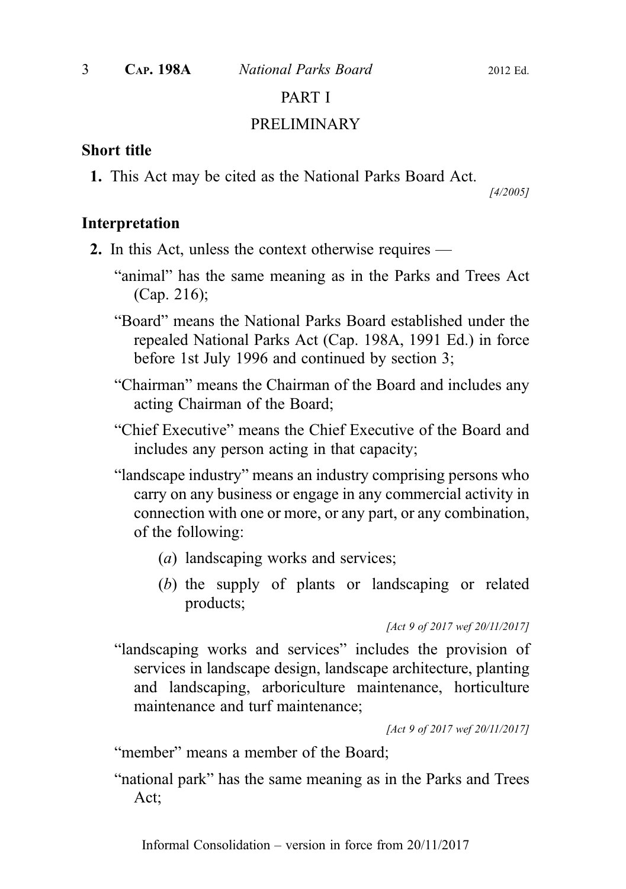# PART I

# PRELIMINARY

### Short title

**1.** This Act may be cited as the National Parks Board Act.

[4/2005]

### Interpretation

**2.** In this Act, unless the context otherwise requires —

"animal" has the same meaning as in the Parks and Trees Act (Cap. 216);

"Board" means the National Parks Board established under the repealed National Parks Act (Cap. 198A, 1991 Ed.) in force before 1st July 1996 and continued by section 3;

"Chairman" means the Chairman of the Board and includes any acting Chairman of the Board;

"Chief Executive" means the Chief Executive of the Board and includes any person acting in that capacity;

"landscape industry" means an industry comprising persons who carry on any business or engage in any commercial activity in connection with one or more, or any part, or any combination, of the following:

(*a*) landscaping works and services;

(*b*) the supply of plants or landscaping or related products;

*[Act 9 of 2017 wef 20/11/2017]*

"landscaping works and services" includes the provision of services in landscape design, landscape architecture, planting and landscaping, arboriculture maintenance, horticulture maintenance and turf maintenance;

*[Act 9 of 2017 wef 20/11/2017]*

"member" means a member of the Board;

"national park" has the same meaning as in the Parks and Trees Act;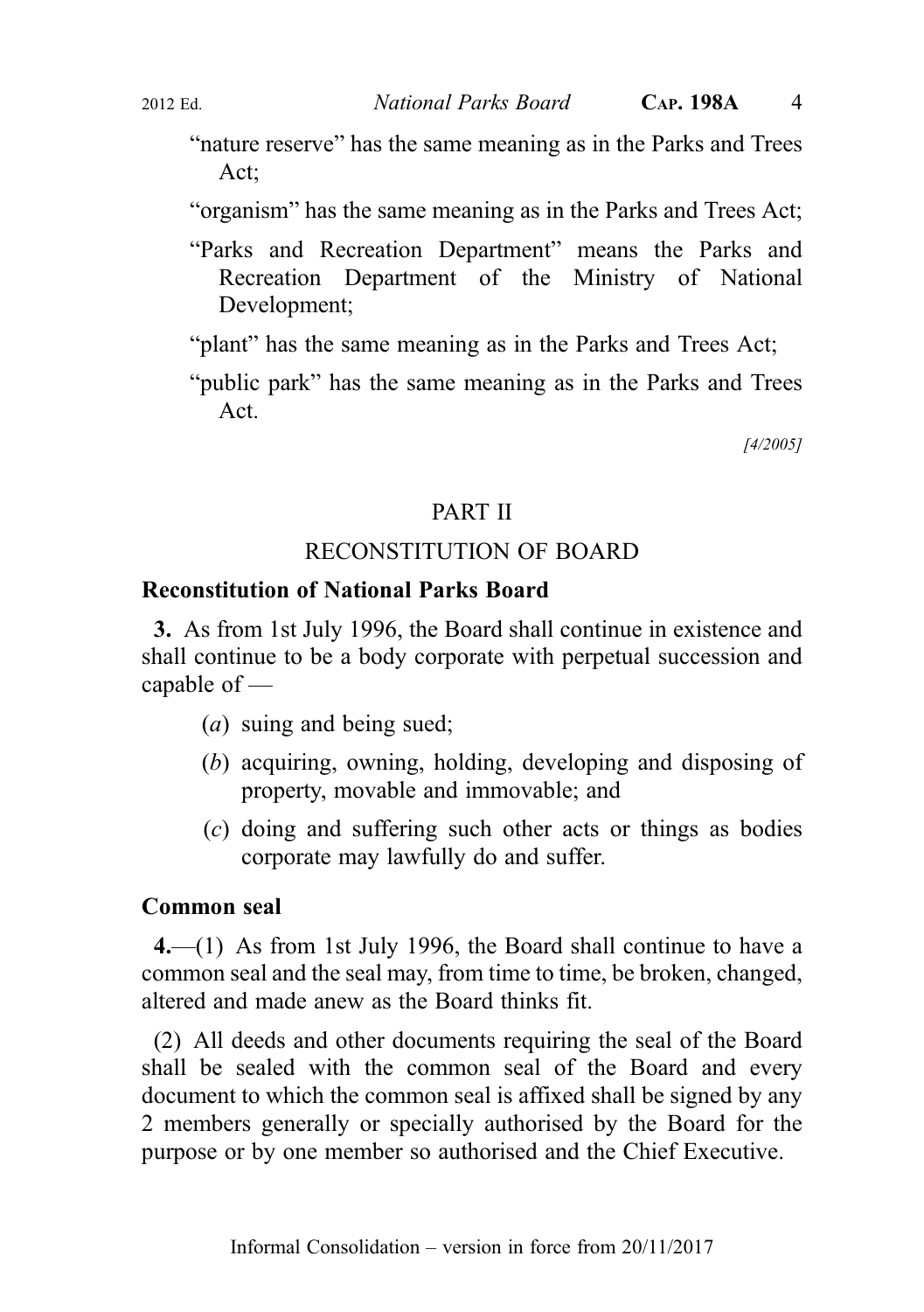"nature reserve" has the same meaning as in the Parks and Trees Act;

"organism" has the same meaning as in the Parks and Trees Act;

"Parks and Recreation Department" means the Parks and Recreation Department of the Ministry of National Development;

"plant" has the same meaning as in the Parks and Trees Act;

"public park" has the same meaning as in the Parks and Trees Act.

*[4/2005]*

## PART II

## RECONSTITUTION OF BOARD

### Reconstitution of National Parks Board

**3.** As from 1st July 1996, the Board shall continue in existence and shall continue to be a body corporate with perpetual succession and capable of —

(*a*) suing and being sued;

(*b*) acquiring, owning, holding, developing and disposing of property, movable and immovable; and

(*c*) doing and suffering such other acts or things as bodies corporate may lawfully do and suffer.

### Common seal

**4.**—(1) As from 1st July 1996, the Board shall continue to have a common seal and the seal may, from time to time, be broken, changed, altered and made anew as the Board thinks fit.

(2) All deeds and other documents requiring the seal of the Board shall be sealed with the common seal of the Board and every document to which the common seal is affixed shall be signed by any 2 members generally or specially authorised by the Board for the purpose or by one member so authorised and the Chief Executive.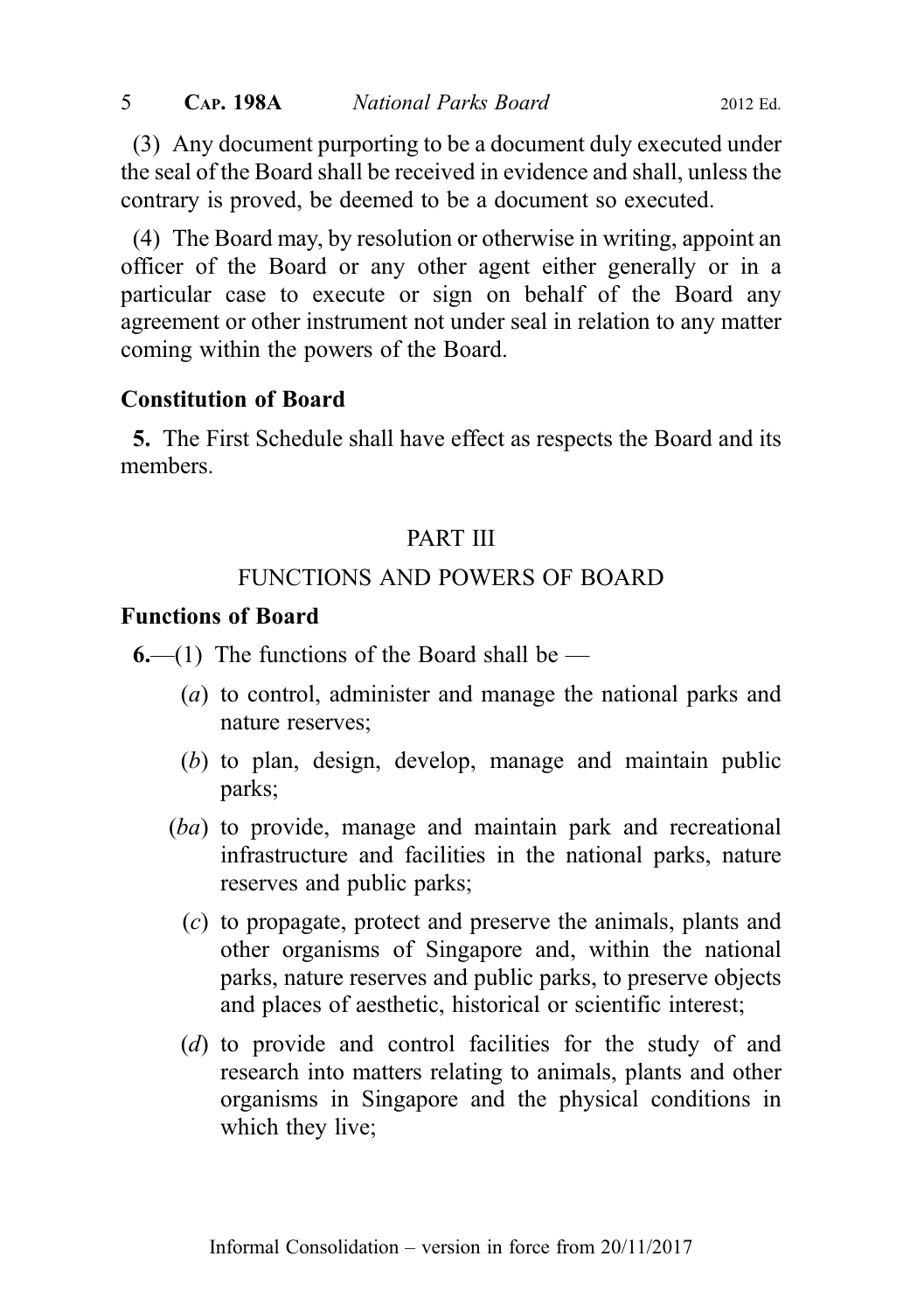(3) Any document purporting to be a document duly executed under the seal of the Board shall be received in evidence and shall, unless the contrary is proved, be deemed to be a document so executed.

(4) The Board may, by resolution or otherwise in writing, appoint an officer of the Board or any other agent either generally or in a particular case to execute or sign on behalf of the Board any agreement or other instrument not under seal in relation to any matter coming within the powers of the Board.

**Constitution of Board**

**5.** The First Schedule shall have effect as respects the Board and its members.

## PART III

## FUNCTIONS AND POWERS OF BOARD

**Functions of Board**

**6.**—(1) The functions of the Board shall be —

(*a*) to control, administer and manage the national parks and nature reserves;

(*b*) to plan, design, develop, manage and maintain public parks;

(*ba*) to provide, manage and maintain park and recreational infrastructure and facilities in the national parks, nature reserves and public parks;

(*c*) to propagate, protect and preserve the animals, plants and other organisms of Singapore and, within the national parks, nature reserves and public parks, to preserve objects and places of aesthetic, historical or scientific interest;

(*d*) to provide and control facilities for the study of and research into matters relating to animals, plants and other organisms in Singapore and the physical conditions in which they live;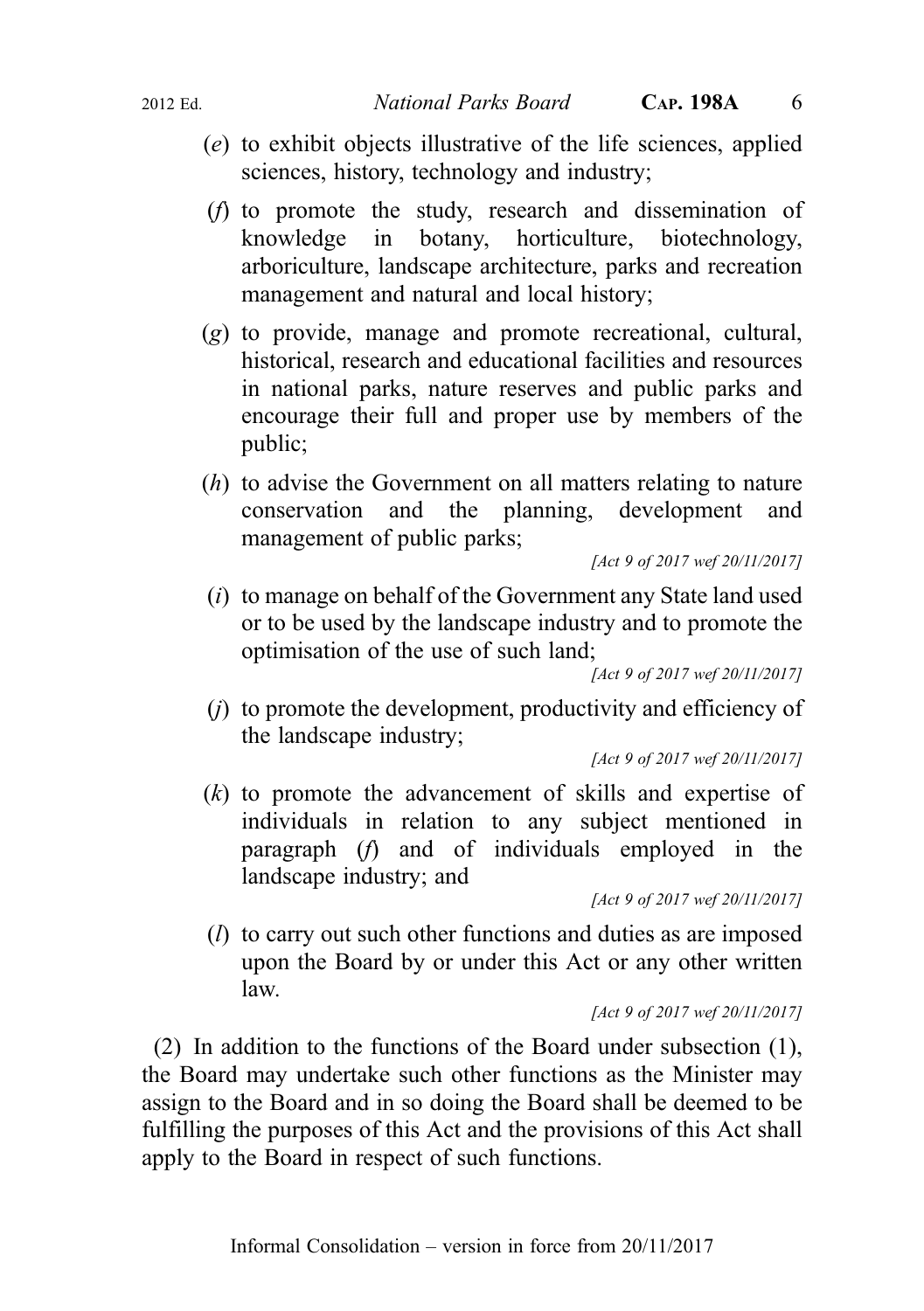(*e*) to exhibit objects illustrative of the life sciences, applied sciences, history, technology and industry;

(*f*) to promote the study, research and dissemination of knowledge in botany, horticulture, biotechnology, arboriculture, landscape architecture, parks and recreation management and natural and local history;

(*g*) to provide, manage and promote recreational, cultural, historical, research and educational facilities and resources in national parks, nature reserves and public parks and encourage their full and proper use by members of the public;

(*h*) to advise the Government on all matters relating to nature conservation and the planning, development and management of public parks;

*[Act 9 of 2017 wef 20/11/2017]*

(*i*) to manage on behalf of the Government any State land used or to be used by the landscape industry and to promote the optimisation of the use of such land;

*[Act 9 of 2017 wef 20/11/2017]*

(*j*) to promote the development, productivity and efficiency of the landscape industry;

*[Act 9 of 2017 wef 20/11/2017]*

(*k*) to promote the advancement of skills and expertise of individuals in relation to any subject mentioned in paragraph (*f*) and of individuals employed in the landscape industry; and

*[Act 9 of 2017 wef 20/11/2017]*

(*l*) to carry out such other functions and duties as are imposed upon the Board by or under this Act or any other written law.

*[Act 9 of 2017 wef 20/11/2017]*

(2) In addition to the functions of the Board under subsection (1), the Board may undertake such other functions as the Minister may assign to the Board and in so doing the Board shall be deemed to be fulfilling the purposes of this Act and the provisions of this Act shall apply to the Board in respect of such functions.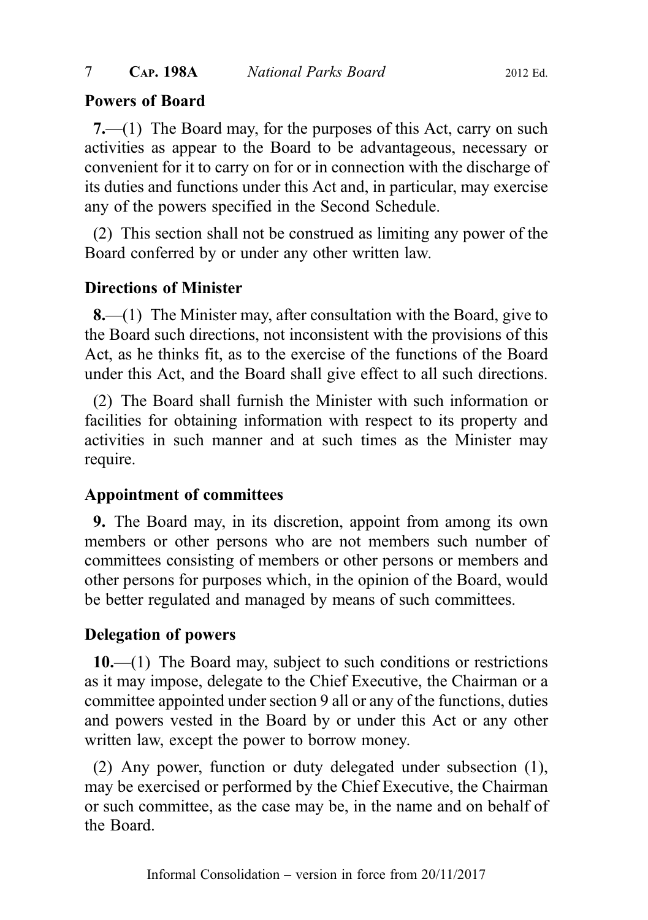## Powers of Board

**7.**—(1) The Board may, for the purposes of this Act, carry on such activities as appear to the Board to be advantageous, necessary or convenient for it to carry on for or in connection with the discharge of its duties and functions under this Act and, in particular, may exercise any of the powers specified in the Second Schedule.

(2) This section shall not be construed as limiting any power of the Board conferred by or under any other written law.

## Directions of Minister

**8.**—(1) The Minister may, after consultation with the Board, give to the Board such directions, not inconsistent with the provisions of this Act, as he thinks fit, as to the exercise of the functions of the Board under this Act, and the Board shall give effect to all such directions.

(2) The Board shall furnish the Minister with such information or facilities for obtaining information with respect to its property and activities in such manner and at such times as the Minister may require.

## Appointment of committees

**9.** The Board may, in its discretion, appoint from among its own members or other persons who are not members such number of committees consisting of members or other persons or members and other persons for purposes which, in the opinion of the Board, would be better regulated and managed by means of such committees.

## Delegation of powers

**10.**—(1) The Board may, subject to such conditions or restrictions as it may impose, delegate to the Chief Executive, the Chairman or a committee appointed under section 9 all or any of the functions, duties and powers vested in the Board by or under this Act or any other written law, except the power to borrow money.

(2) Any power, function or duty delegated under subsection (1), may be exercised or performed by the Chief Executive, the Chairman or such committee, as the case may be, in the name and on behalf of the Board.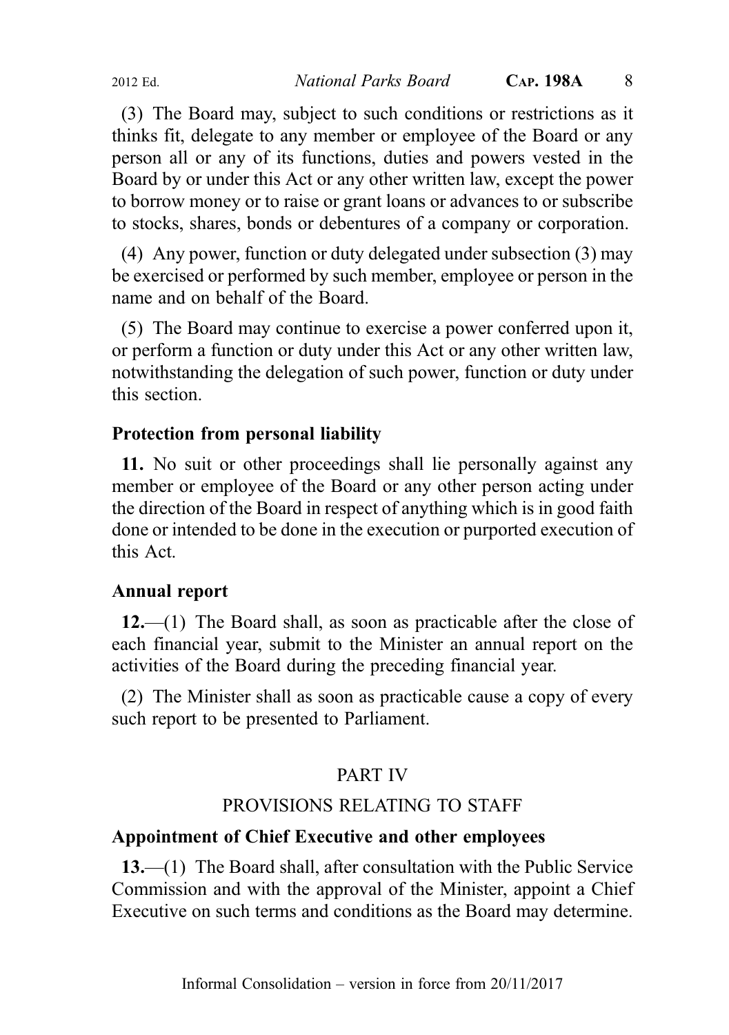(3) The Board may, subject to such conditions or restrictions as it thinks fit, delegate to any member or employee of the Board or any person all or any of its functions, duties and powers vested in the Board by or under this Act or any other written law, except the power to borrow money or to raise or grant loans or advances to or subscribe to stocks, shares, bonds or debentures of a company or corporation.

(4) Any power, function or duty delegated under subsection (3) may be exercised or performed by such member, employee or person in the name and on behalf of the Board.

(5) The Board may continue to exercise a power conferred upon it, or perform a function or duty under this Act or any other written law, notwithstanding the delegation of such power, function or duty under this section.

**Protection from personal liability**

**11.** No suit or other proceedings shall lie personally against any member or employee of the Board or any other person acting under the direction of the Board in respect of anything which is in good faith done or intended to be done in the execution or purported execution of this Act.

**Annual report**

**12.**—(1) The Board shall, as soon as practicable after the close of each financial year, submit to the Minister an annual report on the activities of the Board during the preceding financial year.

(2) The Minister shall as soon as practicable cause a copy of every such report to be presented to Parliament.

## PART IV

## PROVISIONS RELATING TO STAFF

**Appointment of Chief Executive and other employees**

**13.**—(1) The Board shall, after consultation with the Public Service Commission and with the approval of the Minister, appoint a Chief Executive on such terms and conditions as the Board may determine.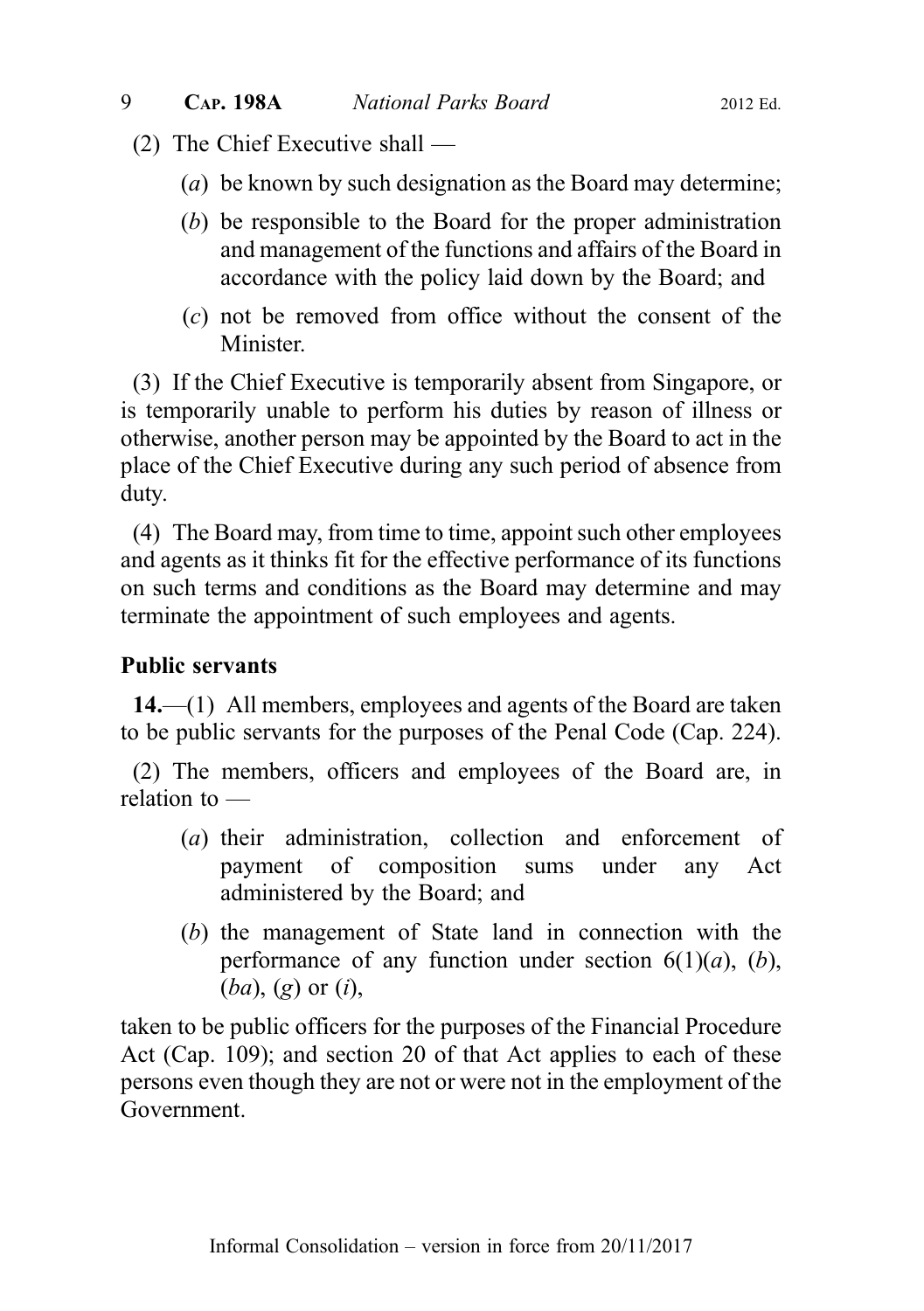(2) The Chief Executive shall —

(*a*) be known by such designation as the Board may determine;

(*b*) be responsible to the Board for the proper administration and management of the functions and affairs of the Board in accordance with the policy laid down by the Board; and

(*c*) not be removed from office without the consent of the Minister.

(3) If the Chief Executive is temporarily absent from Singapore, or is temporarily unable to perform his duties by reason of illness or otherwise, another person may be appointed by the Board to act in the place of the Chief Executive during any such period of absence from duty.

(4) The Board may, from time to time, appoint such other employees and agents as it thinks fit for the effective performance of its functions on such terms and conditions as the Board may determine and may terminate the appointment of such employees and agents.

### Public servants

**14.**—(1) All members, employees and agents of the Board are taken to be public servants for the purposes of the Penal Code (Cap. 224).

(2) The members, officers and employees of the Board are, in relation to —

(*a*) their administration, collection and enforcement of payment of composition sums under any Act administered by the Board; and

(*b*) the management of State land in connection with the performance of any function under section 6(1)(*a*), (*b*), (*ba*), (*g*) or (*i*),

taken to be public officers for the purposes of the Financial Procedure Act (Cap. 109); and section 20 of that Act applies to each of these persons even though they are not or were not in the employment of the Government.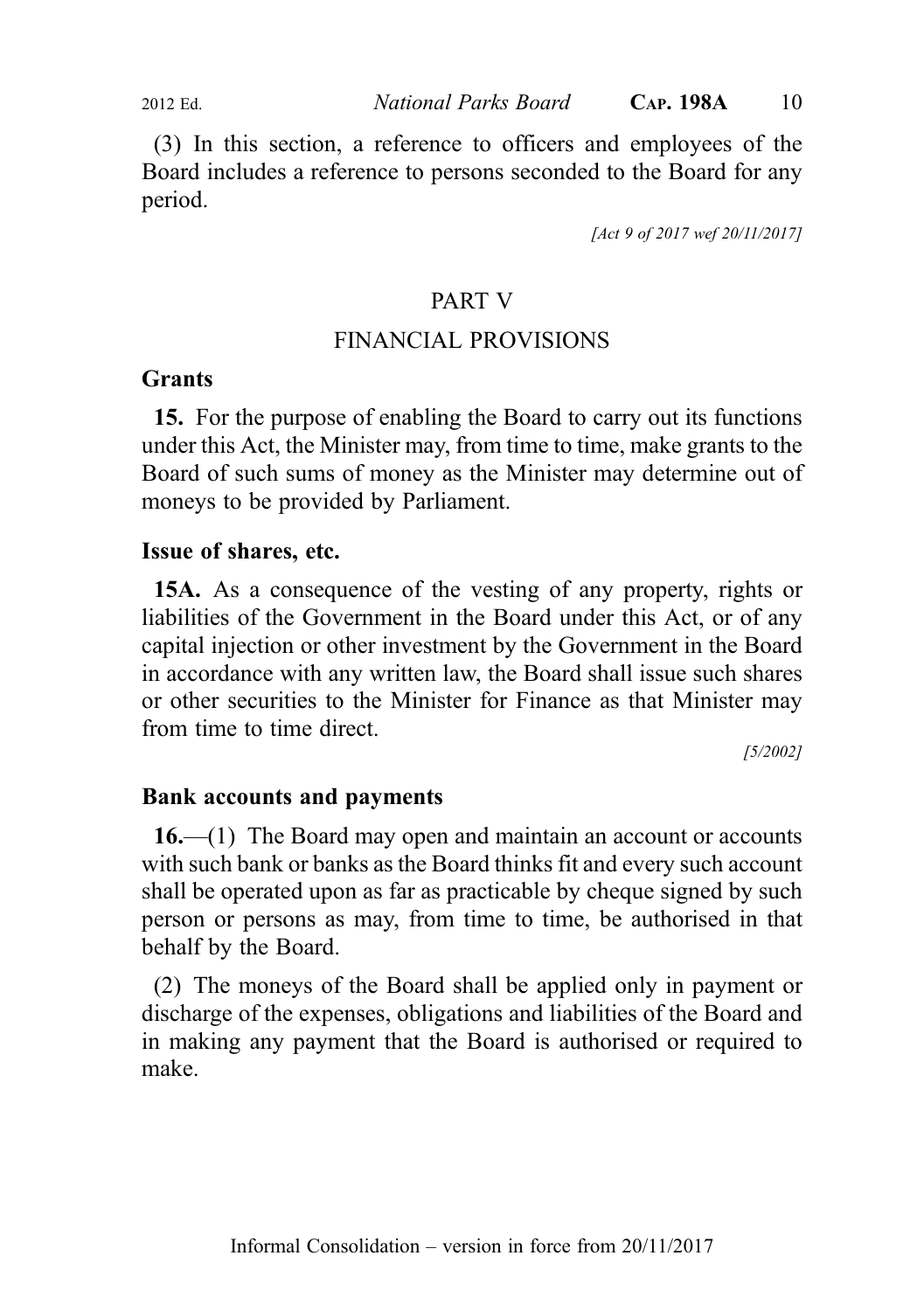(3) In this section, a reference to officers and employees of the Board includes a reference to persons seconded to the Board for any period.

[Act 9 of 2017 wef 20/11/2017]

## PART V

## FINANCIAL PROVISIONS

### Grants

**15.** For the purpose of enabling the Board to carry out its functions under this Act, the Minister may, from time to time, make grants to the Board of such sums of money as the Minister may determine out of moneys to be provided by Parliament.

### Issue of shares, etc.

**15A.** As a consequence of the vesting of any property, rights or liabilities of the Government in the Board under this Act, or of any capital injection or other investment by the Government in the Board in accordance with any written law, the Board shall issue such shares or other securities to the Minister for Finance as that Minister may from time to time direct.

[5/2002]

### Bank accounts and payments

**16.**—(1) The Board may open and maintain an account or accounts with such bank or banks as the Board thinks fit and every such account shall be operated upon as far as practicable by cheque signed by such person or persons as may, from time to time, be authorised in that behalf by the Board.

(2) The moneys of the Board shall be applied only in payment or discharge of the expenses, obligations and liabilities of the Board and in making any payment that the Board is authorised or required to make.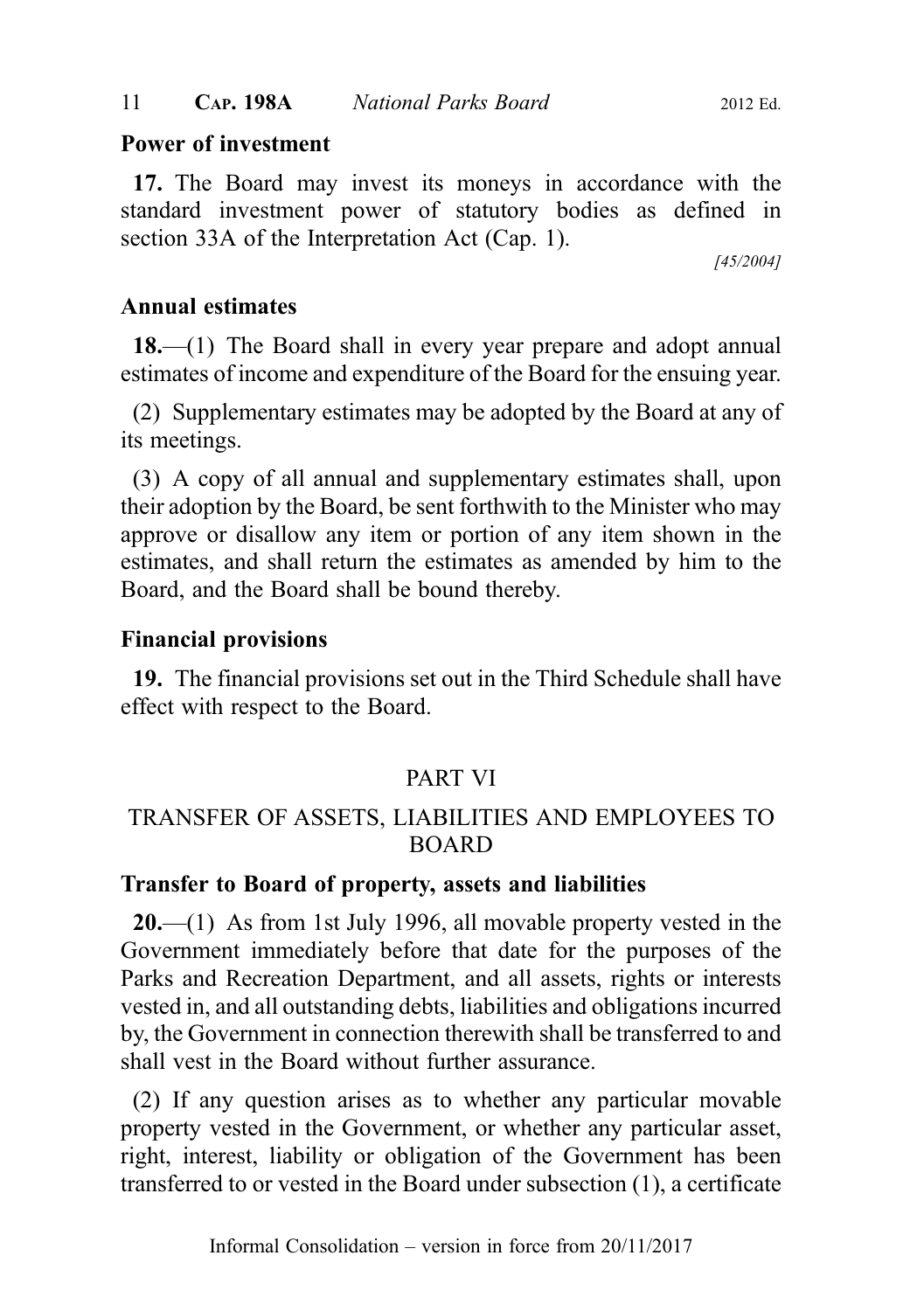**Power of investment**

**17.** The Board may invest its moneys in accordance with the standard investment power of statutory bodies as defined in section 33A of the Interpretation Act (Cap. 1).

[45/2004]

**Annual estimates**

**18.**—(1) The Board shall in every year prepare and adopt annual estimates of income and expenditure of the Board for the ensuing year.

(2) Supplementary estimates may be adopted by the Board at any of its meetings.

(3) A copy of all annual and supplementary estimates shall, upon their adoption by the Board, be sent forthwith to the Minister who may approve or disallow any item or portion of any item shown in the estimates, and shall return the estimates as amended by him to the Board, and the Board shall be bound thereby.

**Financial provisions**

**19.** The financial provisions set out in the Third Schedule shall have effect with respect to the Board.

## PART VI

## TRANSFER OF ASSETS, LIABILITIES AND EMPLOYEES TO BOARD

**Transfer to Board of property, assets and liabilities**

**20.**—(1) As from 1st July 1996, all movable property vested in the Government immediately before that date for the purposes of the Parks and Recreation Department, and all assets, rights or interests vested in, and all outstanding debts, liabilities and obligations incurred by, the Government in connection therewith shall be transferred to and shall vest in the Board without further assurance.

(2) If any question arises as to whether any particular movable property vested in the Government, or whether any particular asset, right, interest, liability or obligation of the Government has been transferred to or vested in the Board under subsection (1), a certificate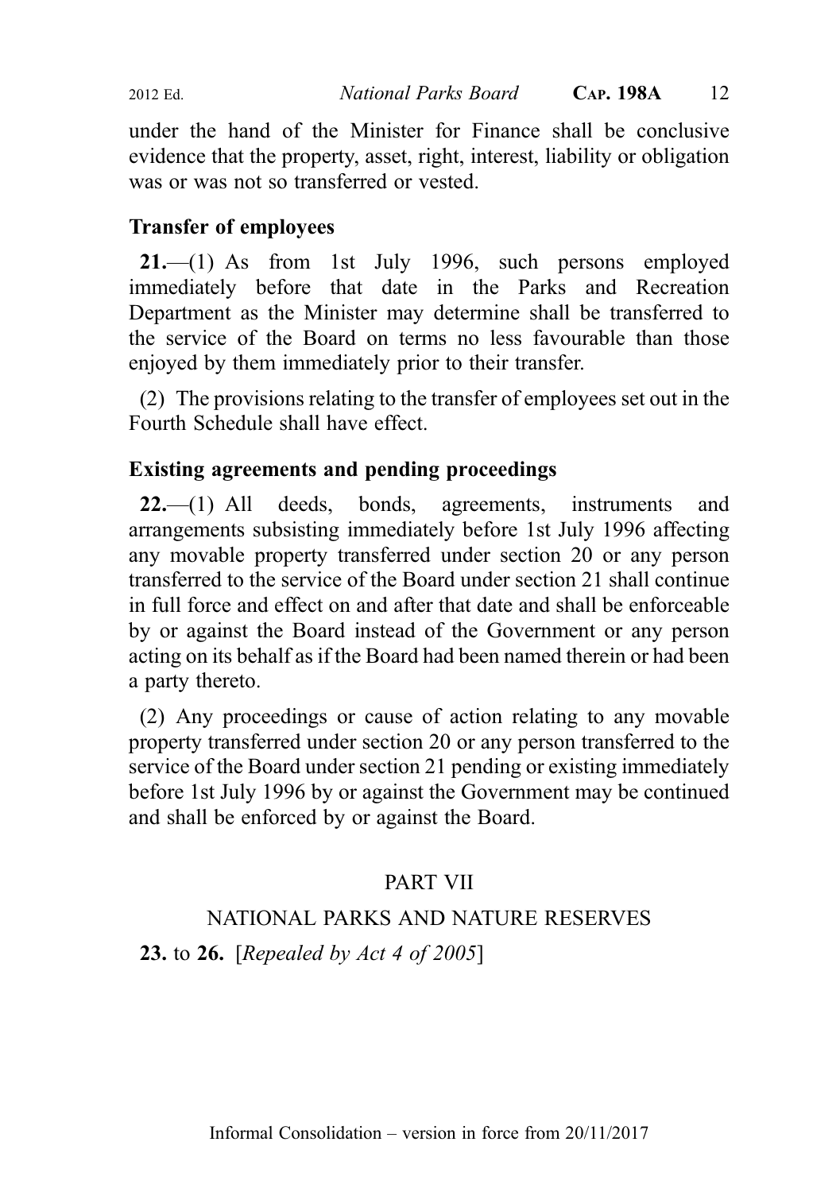under the hand of the Minister for Finance shall be conclusive evidence that the property, asset, right, interest, liability or obligation was or was not so transferred or vested.

### Transfer of employees

**21.**—(1) As from 1st July 1996, such persons employed immediately before that date in the Parks and Recreation Department as the Minister may determine shall be transferred to the service of the Board on terms no less favourable than those enjoyed by them immediately prior to their transfer.

(2) The provisions relating to the transfer of employees set out in the Fourth Schedule shall have effect.

### Existing agreements and pending proceedings

**22.**—(1) All deeds, bonds, agreements, instruments and arrangements subsisting immediately before 1st July 1996 affecting any movable property transferred under section 20 or any person transferred to the service of the Board under section 21 shall continue in full force and effect on and after that date and shall be enforceable by or against the Board instead of the Government or any person acting on its behalf as if the Board had been named therein or had been a party thereto.

(2) Any proceedings or cause of action relating to any movable property transferred under section 20 or any person transferred to the service of the Board under section 21 pending or existing immediately before 1st July 1996 by or against the Government may be continued and shall be enforced by or against the Board.

## PART VII

## NATIONAL PARKS AND NATURE RESERVES

**23.** to **26.** [*Repealed by Act 4 of 2005*]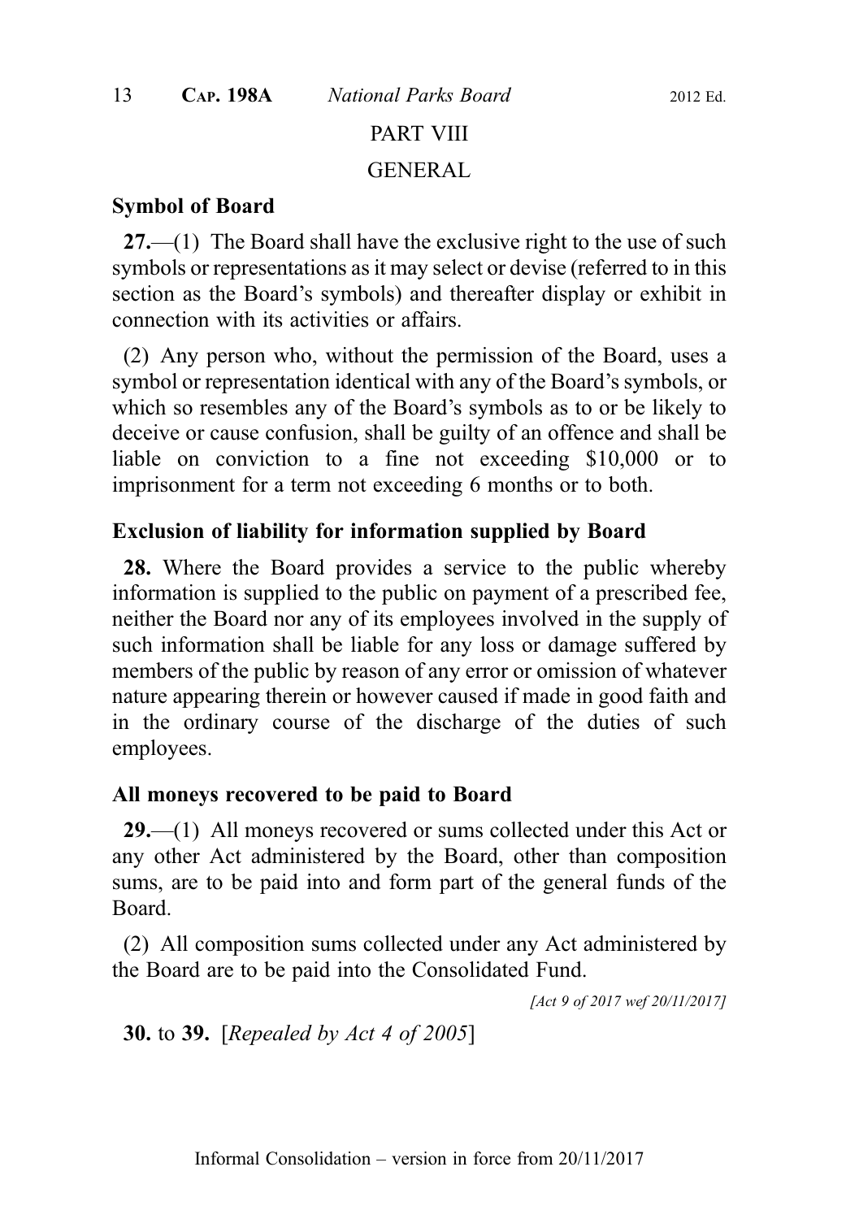## PART VIII

## GENERAL

### Symbol of Board

**27.**—(1) The Board shall have the exclusive right to the use of such symbols or representations as it may select or devise (referred to in this section as the Board's symbols) and thereafter display or exhibit in connection with its activities or affairs.

(2) Any person who, without the permission of the Board, uses a symbol or representation identical with any of the Board's symbols, or which so resembles any of the Board's symbols as to or be likely to deceive or cause confusion, shall be guilty of an offence and shall be liable on conviction to a fine not exceeding $10,000 or to imprisonment for a term not exceeding 6 months or to both.

### Exclusion of liability for information supplied by Board

**28.** Where the Board provides a service to the public whereby information is supplied to the public on payment of a prescribed fee, neither the Board nor any of its employees involved in the supply of such information shall be liable for any loss or damage suffered by members of the public by reason of any error or omission of whatever nature appearing therein or however caused if made in good faith and in the ordinary course of the discharge of the duties of such employees.

### All moneys recovered to be paid to Board

**29.**—(1) All moneys recovered or sums collected under this Act or any other Act administered by the Board, other than composition sums, are to be paid into and form part of the general funds of the Board.

(2) All composition sums collected under any Act administered by the Board are to be paid into the Consolidated Fund.

*[Act 9 of 2017 wef 20/11/2017]*

**30.** to **39.** [*Repealed by Act 4 of 2005*]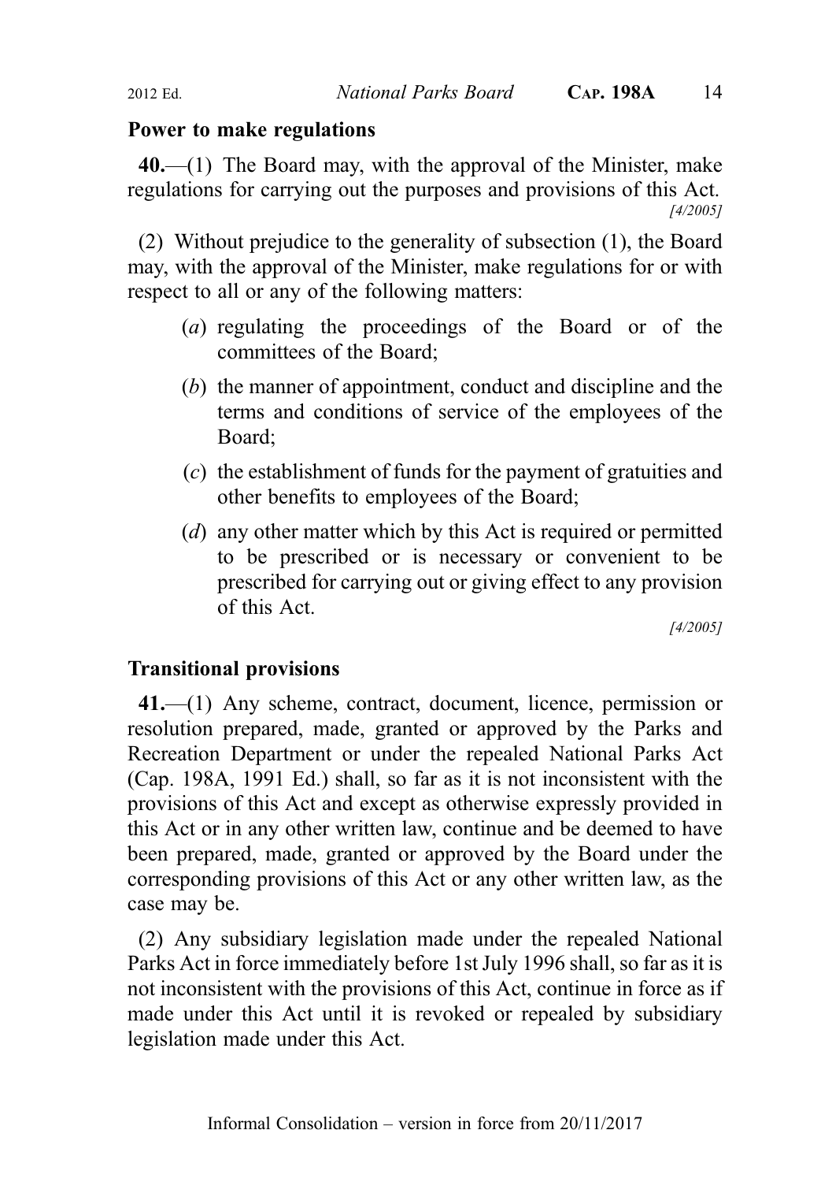## Power to make regulations

**40.**—(1) The Board may, with the approval of the Minister, make regulations for carrying out the purposes and provisions of this Act.

*[4/2005]*

(2) Without prejudice to the generality of subsection (1), the Board may, with the approval of the Minister, make regulations for or with respect to all or any of the following matters:

(*a*) regulating the proceedings of the Board or of the committees of the Board;

(*b*) the manner of appointment, conduct and discipline and the terms and conditions of service of the employees of the Board;

(*c*) the establishment of funds for the payment of gratuities and other benefits to employees of the Board;

(*d*) any other matter which by this Act is required or permitted to be prescribed or is necessary or convenient to be prescribed for carrying out or giving effect to any provision of this Act.

*[4/2005]*

## Transitional provisions

**41.**—(1) Any scheme, contract, document, licence, permission or resolution prepared, made, granted or approved by the Parks and Recreation Department or under the repealed National Parks Act (Cap. 198A, 1991 Ed.) shall, so far as it is not inconsistent with the provisions of this Act and except as otherwise expressly provided in this Act or in any other written law, continue and be deemed to have been prepared, made, granted or approved by the Board under the corresponding provisions of this Act or any other written law, as the case may be.

(2) Any subsidiary legislation made under the repealed National Parks Act in force immediately before 1st July 1996 shall, so far as it is not inconsistent with the provisions of this Act, continue in force as if made under this Act until it is revoked or repealed by subsidiary legislation made under this Act.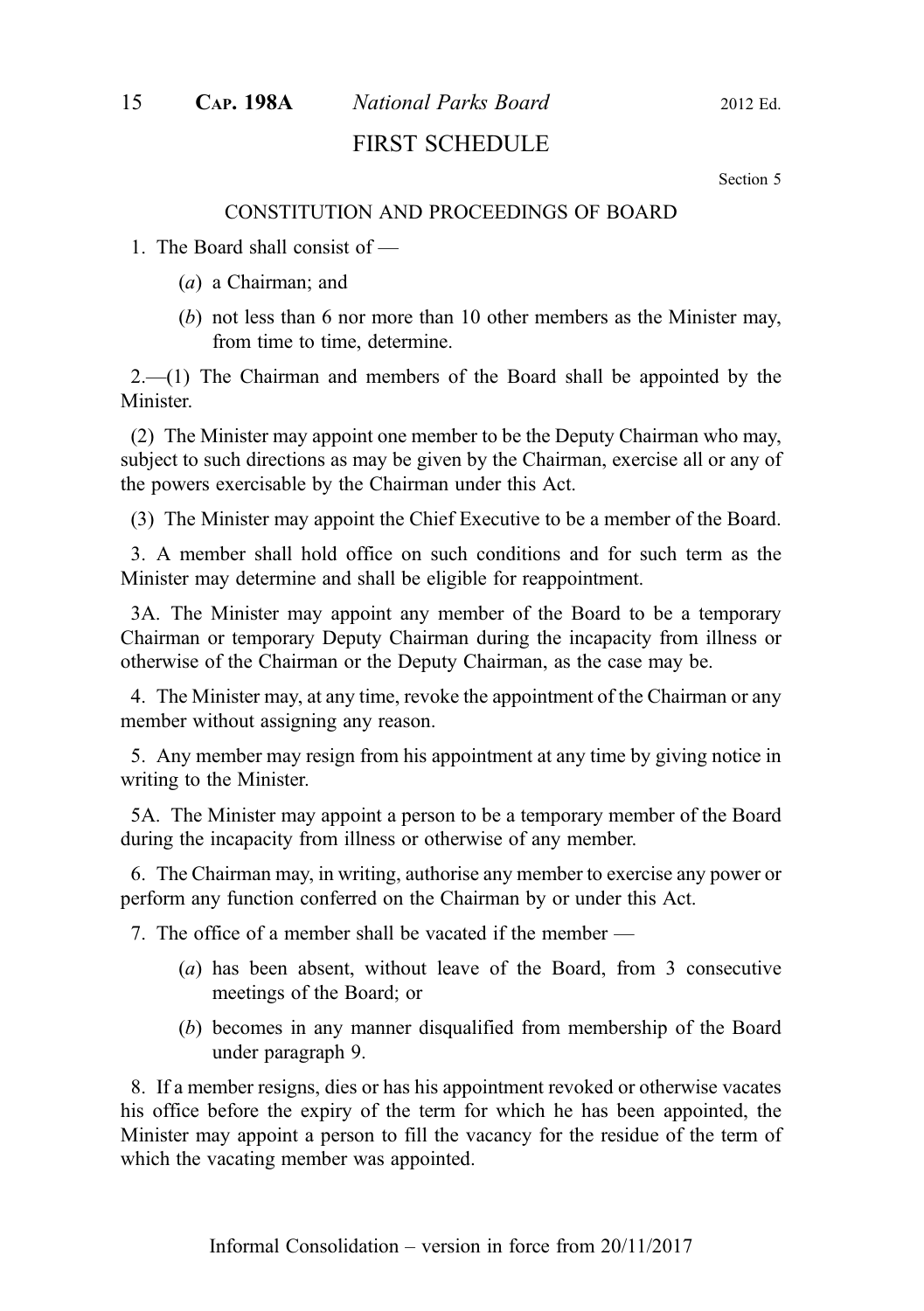# FIRST SCHEDULE

Section 5

## CONSTITUTION AND PROCEEDINGS OF BOARD

1. The Board shall consist of —

   (*a*) a Chairman; and

   (*b*) not less than 6 nor more than 10 other members as the Minister may, from time to time, determine.

2.—(1) The Chairman and members of the Board shall be appointed by the Minister.

(2) The Minister may appoint one member to be the Deputy Chairman who may, subject to such directions as may be given by the Chairman, exercise all or any of the powers exercisable by the Chairman under this Act.

(3) The Minister may appoint the Chief Executive to be a member of the Board.

3. A member shall hold office on such conditions and for such term as the Minister may determine and shall be eligible for reappointment.

3A. The Minister may appoint any member of the Board to be a temporary Chairman or temporary Deputy Chairman during the incapacity from illness or otherwise of the Chairman or the Deputy Chairman, as the case may be.

4. The Minister may, at any time, revoke the appointment of the Chairman or any member without assigning any reason.

5. Any member may resign from his appointment at any time by giving notice in writing to the Minister.

5A. The Minister may appoint a person to be a temporary member of the Board during the incapacity from illness or otherwise of any member.

6. The Chairman may, in writing, authorise any member to exercise any power or perform any function conferred on the Chairman by or under this Act.

7. The office of a member shall be vacated if the member —

   (*a*) has been absent, without leave of the Board, from 3 consecutive meetings of the Board; or

   (*b*) becomes in any manner disqualified from membership of the Board under paragraph 9.

8. If a member resigns, dies or has his appointment revoked or otherwise vacates his office before the expiry of the term for which he has been appointed, the Minister may appoint a person to fill the vacancy for the residue of the term of which the vacating member was appointed.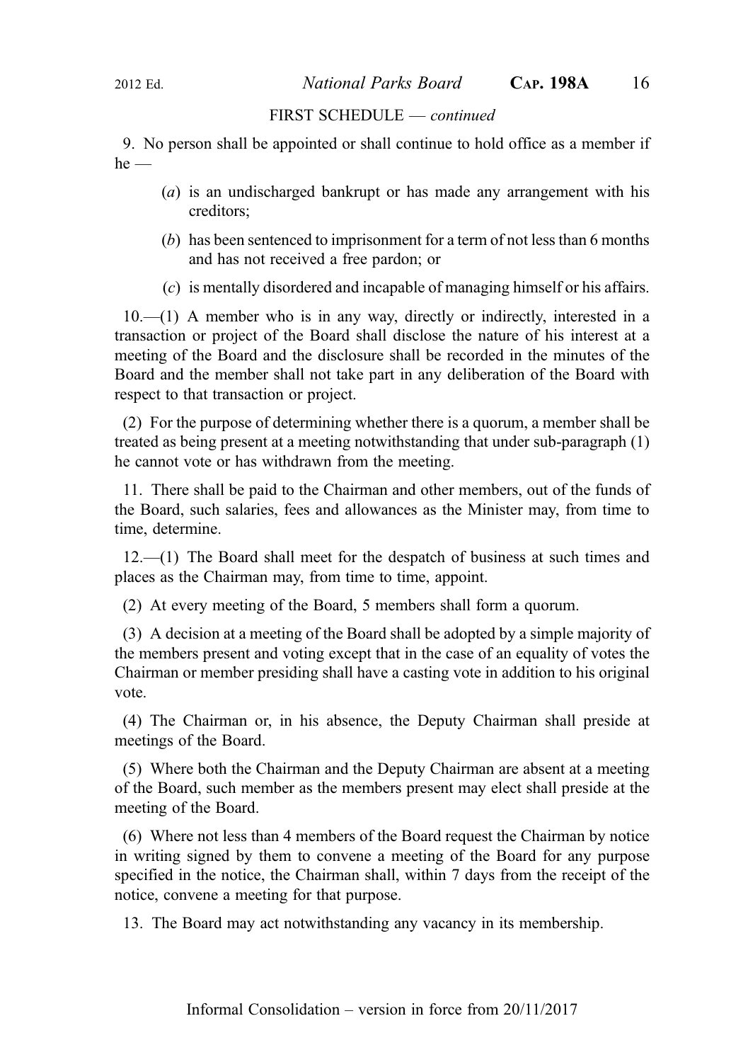FIRST SCHEDULE — *continued*

9. No person shall be appointed or shall continue to hold office as a member if he —

(*a*) is an undischarged bankrupt or has made any arrangement with his creditors;

(*b*) has been sentenced to imprisonment for a term of not less than 6 months and has not received a free pardon; or

(*c*) is mentally disordered and incapable of managing himself or his affairs.

10.—(1) A member who is in any way, directly or indirectly, interested in a transaction or project of the Board shall disclose the nature of his interest at a meeting of the Board and the disclosure shall be recorded in the minutes of the Board and the member shall not take part in any deliberation of the Board with respect to that transaction or project.

(2) For the purpose of determining whether there is a quorum, a member shall be treated as being present at a meeting notwithstanding that under sub-paragraph (1) he cannot vote or has withdrawn from the meeting.

11. There shall be paid to the Chairman and other members, out of the funds of the Board, such salaries, fees and allowances as the Minister may, from time to time, determine.

12.—(1) The Board shall meet for the despatch of business at such times and places as the Chairman may, from time to time, appoint.

(2) At every meeting of the Board, 5 members shall form a quorum.

(3) A decision at a meeting of the Board shall be adopted by a simple majority of the members present and voting except that in the case of an equality of votes the Chairman or member presiding shall have a casting vote in addition to his original vote.

(4) The Chairman or, in his absence, the Deputy Chairman shall preside at meetings of the Board.

(5) Where both the Chairman and the Deputy Chairman are absent at a meeting of the Board, such member as the members present may elect shall preside at the meeting of the Board.

(6) Where not less than 4 members of the Board request the Chairman by notice in writing signed by them to convene a meeting of the Board for any purpose specified in the notice, the Chairman shall, within 7 days from the receipt of the notice, convene a meeting for that purpose.

13. The Board may act notwithstanding any vacancy in its membership.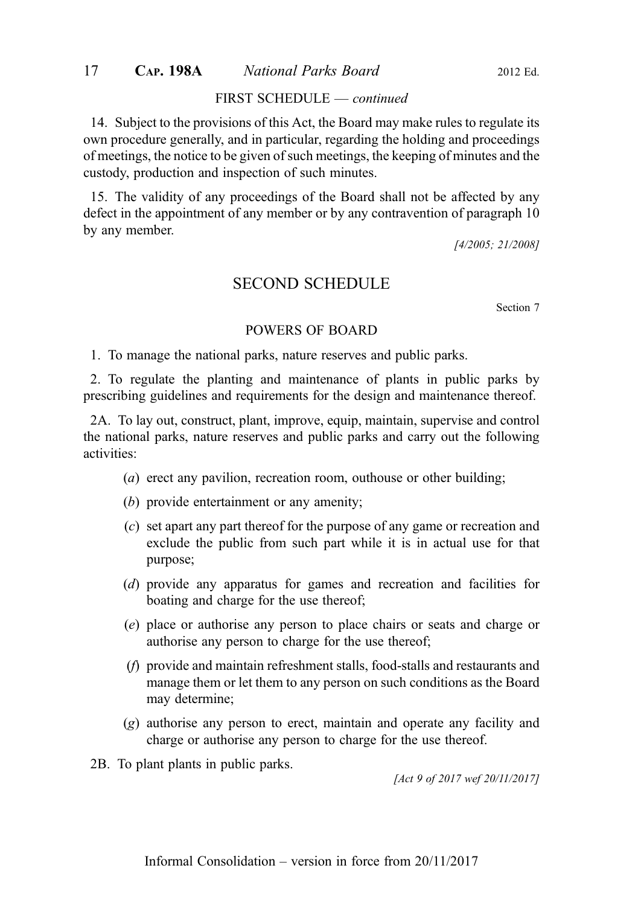FIRST SCHEDULE — *continued*

14. Subject to the provisions of this Act, the Board may make rules to regulate its own procedure generally, and in particular, regarding the holding and proceedings of meetings, the notice to be given of such meetings, the keeping of minutes and the custody, production and inspection of such minutes.

15. The validity of any proceedings of the Board shall not be affected by any defect in the appointment of any member or by any contravention of paragraph 10 by any member.

*[4/2005; 21/2008]*

## SECOND SCHEDULE

Section 7

### POWERS OF BOARD

1. To manage the national parks, nature reserves and public parks.

2. To regulate the planting and maintenance of plants in public parks by prescribing guidelines and requirements for the design and maintenance thereof.

2A. To lay out, construct, plant, improve, equip, maintain, supervise and control the national parks, nature reserves and public parks and carry out the following activities:

- (*a*) erect any pavilion, recreation room, outhouse or other building;
- (*b*) provide entertainment or any amenity;
- (*c*) set apart any part thereof for the purpose of any game or recreation and exclude the public from such part while it is in actual use for that purpose;
- (*d*) provide any apparatus for games and recreation and facilities for boating and charge for the use thereof;
- (*e*) place or authorise any person to place chairs or seats and charge or authorise any person to charge for the use thereof;
- (*f*) provide and maintain refreshment stalls, food-stalls and restaurants and manage them or let them to any person on such conditions as the Board may determine;
- (*g*) authorise any person to erect, maintain and operate any facility and charge or authorise any person to charge for the use thereof.

2B. To plant plants in public parks.

*[Act 9 of 2017 wef 20/11/2017]*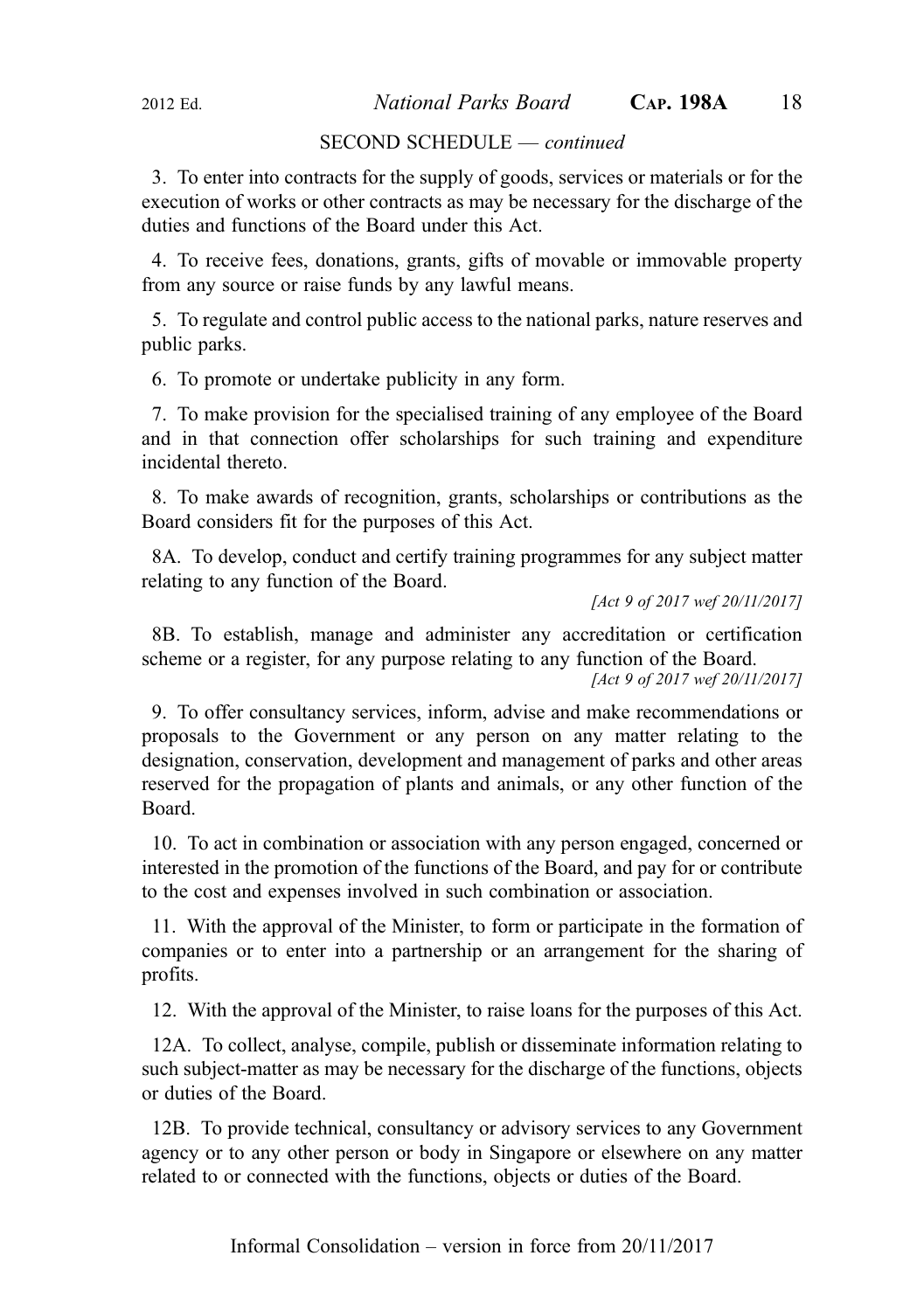SECOND SCHEDULE — *continued*

3. To enter into contracts for the supply of goods, services or materials or for the execution of works or other contracts as may be necessary for the discharge of the duties and functions of the Board under this Act.

4. To receive fees, donations, grants, gifts of movable or immovable property from any source or raise funds by any lawful means.

5. To regulate and control public access to the national parks, nature reserves and public parks.

6. To promote or undertake publicity in any form.

7. To make provision for the specialised training of any employee of the Board and in that connection offer scholarships for such training and expenditure incidental thereto.

8. To make awards of recognition, grants, scholarships or contributions as the Board considers fit for the purposes of this Act.

8A. To develop, conduct and certify training programmes for any subject matter relating to any function of the Board.

*[Act 9 of 2017 wef 20/11/2017]*

8B. To establish, manage and administer any accreditation or certification scheme or a register, for any purpose relating to any function of the Board.

*[Act 9 of 2017 wef 20/11/2017]*

9. To offer consultancy services, inform, advise and make recommendations or proposals to the Government or any person on any matter relating to the designation, conservation, development and management of parks and other areas reserved for the propagation of plants and animals, or any other function of the Board.

10. To act in combination or association with any person engaged, concerned or interested in the promotion of the functions of the Board, and pay for or contribute to the cost and expenses involved in such combination or association.

11. With the approval of the Minister, to form or participate in the formation of companies or to enter into a partnership or an arrangement for the sharing of profits.

12. With the approval of the Minister, to raise loans for the purposes of this Act.

12A. To collect, analyse, compile, publish or disseminate information relating to such subject-matter as may be necessary for the discharge of the functions, objects or duties of the Board.

12B. To provide technical, consultancy or advisory services to any Government agency or to any other person or body in Singapore or elsewhere on any matter related to or connected with the functions, objects or duties of the Board.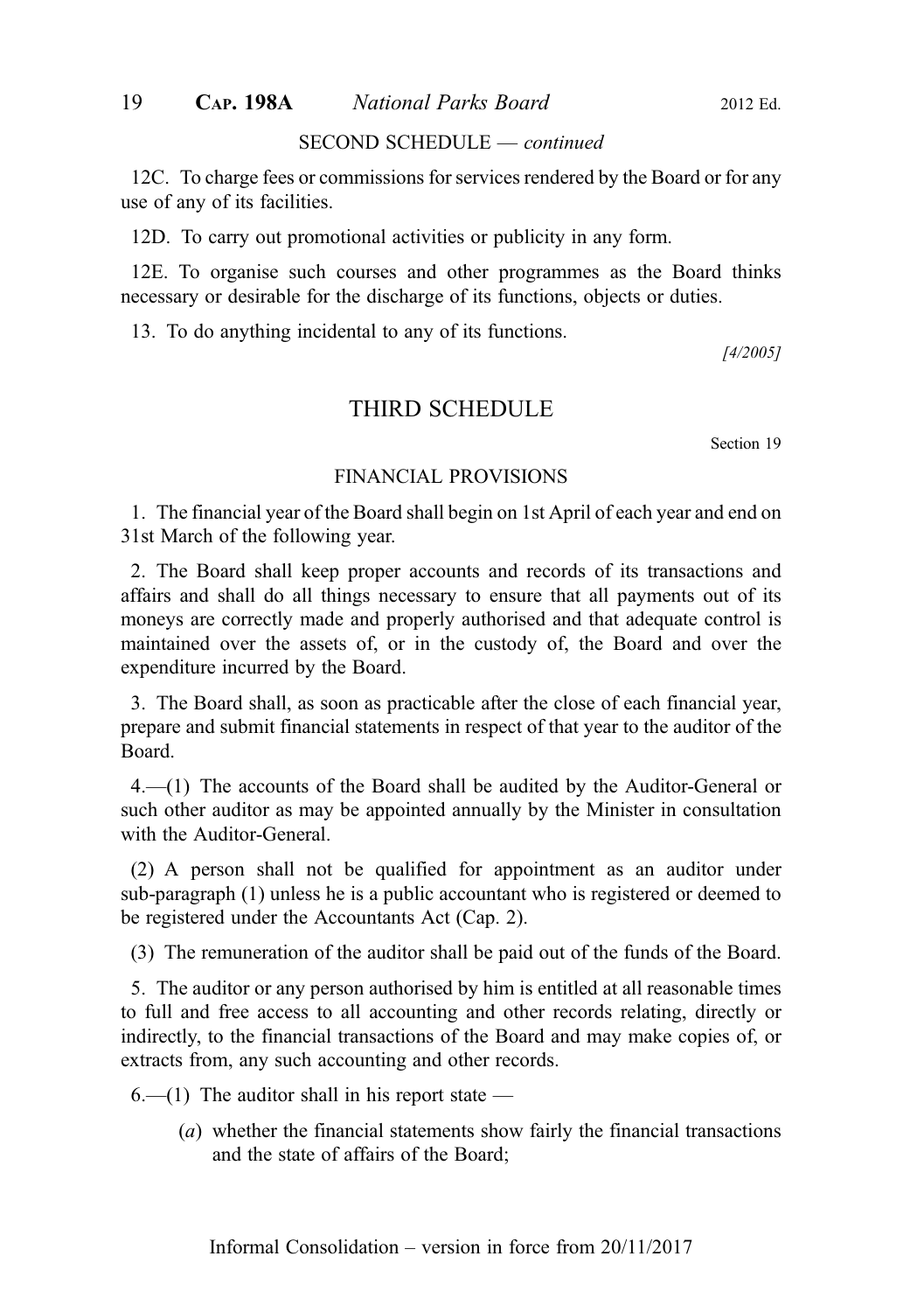SECOND SCHEDULE — *continued*

12C. To charge fees or commissions for services rendered by the Board or for any use of any of its facilities.

12D. To carry out promotional activities or publicity in any form.

12E. To organise such courses and other programmes as the Board thinks necessary or desirable for the discharge of its functions, objects or duties.

13. To do anything incidental to any of its functions.

[4/2005]

## THIRD SCHEDULE

Section 19

### FINANCIAL PROVISIONS

1. The financial year of the Board shall begin on 1st April of each year and end on 31st March of the following year.

2. The Board shall keep proper accounts and records of its transactions and affairs and shall do all things necessary to ensure that all payments out of its moneys are correctly made and properly authorised and that adequate control is maintained over the assets of, or in the custody of, the Board and over the expenditure incurred by the Board.

3. The Board shall, as soon as practicable after the close of each financial year, prepare and submit financial statements in respect of that year to the auditor of the Board.

4.—(1) The accounts of the Board shall be audited by the Auditor-General or such other auditor as may be appointed annually by the Minister in consultation with the Auditor-General.

(2) A person shall not be qualified for appointment as an auditor under sub-paragraph (1) unless he is a public accountant who is registered or deemed to be registered under the Accountants Act (Cap. 2).

(3) The remuneration of the auditor shall be paid out of the funds of the Board.

5. The auditor or any person authorised by him is entitled at all reasonable times to full and free access to all accounting and other records relating, directly or indirectly, to the financial transactions of the Board and may make copies of, or extracts from, any such accounting and other records.

6.—(1) The auditor shall in his report state —

(*a*) whether the financial statements show fairly the financial transactions and the state of affairs of the Board;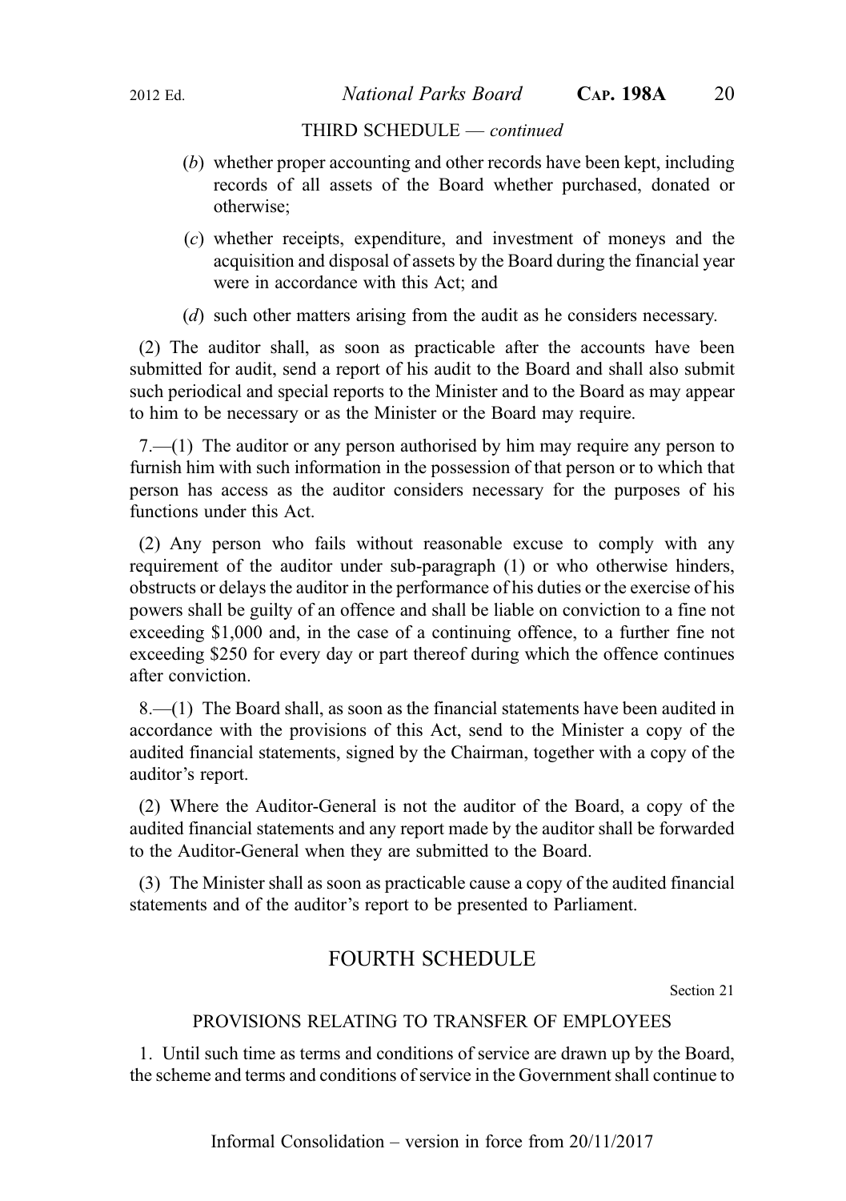THIRD SCHEDULE — *continued*

(*b*) whether proper accounting and other records have been kept, including records of all assets of the Board whether purchased, donated or otherwise;

(*c*) whether receipts, expenditure, and investment of moneys and the acquisition and disposal of assets by the Board during the financial year were in accordance with this Act; and

(*d*) such other matters arising from the audit as he considers necessary.

(2) The auditor shall, as soon as practicable after the accounts have been submitted for audit, send a report of his audit to the Board and shall also submit such periodical and special reports to the Minister and to the Board as may appear to him to be necessary or as the Minister or the Board may require.

7.—(1) The auditor or any person authorised by him may require any person to furnish him with such information in the possession of that person or to which that person has access as the auditor considers necessary for the purposes of his functions under this Act.

(2) Any person who fails without reasonable excuse to comply with any requirement of the auditor under sub-paragraph (1) or who otherwise hinders, obstructs or delays the auditor in the performance of his duties or the exercise of his powers shall be guilty of an offence and shall be liable on conviction to a fine not exceeding $1,000 and, in the case of a continuing offence, to a further fine not exceeding $250 for every day or part thereof during which the offence continues after conviction.

8.—(1) The Board shall, as soon as the financial statements have been audited in accordance with the provisions of this Act, send to the Minister a copy of the audited financial statements, signed by the Chairman, together with a copy of the auditor's report.

(2) Where the Auditor-General is not the auditor of the Board, a copy of the audited financial statements and any report made by the auditor shall be forwarded to the Auditor-General when they are submitted to the Board.

(3) The Minister shall as soon as practicable cause a copy of the audited financial statements and of the auditor's report to be presented to Parliament.

## FOURTH SCHEDULE

Section 21

### PROVISIONS RELATING TO TRANSFER OF EMPLOYEES

1. Until such time as terms and conditions of service are drawn up by the Board, the scheme and terms and conditions of service in the Government shall continue to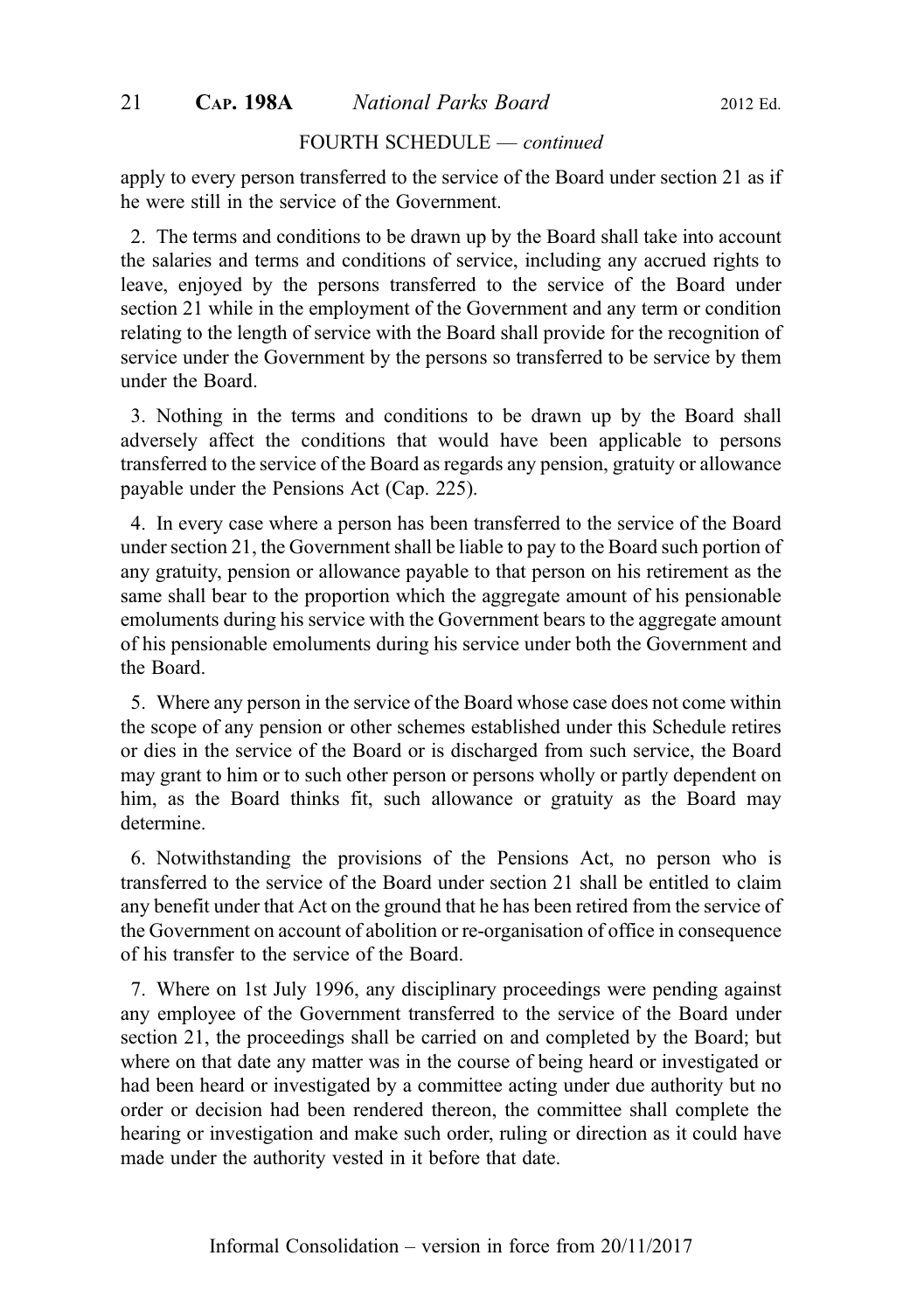FOURTH SCHEDULE — *continued*

apply to every person transferred to the service of the Board under section 21 as if he were still in the service of the Government.

2. The terms and conditions to be drawn up by the Board shall take into account the salaries and terms and conditions of service, including any accrued rights to leave, enjoyed by the persons transferred to the service of the Board under section 21 while in the employment of the Government and any term or condition relating to the length of service with the Board shall provide for the recognition of service under the Government by the persons so transferred to be service by them under the Board.

3. Nothing in the terms and conditions to be drawn up by the Board shall adversely affect the conditions that would have been applicable to persons transferred to the service of the Board as regards any pension, gratuity or allowance payable under the Pensions Act (Cap. 225).

4. In every case where a person has been transferred to the service of the Board under section 21, the Government shall be liable to pay to the Board such portion of any gratuity, pension or allowance payable to that person on his retirement as the same shall bear to the proportion which the aggregate amount of his pensionable emoluments during his service with the Government bears to the aggregate amount of his pensionable emoluments during his service under both the Government and the Board.

5. Where any person in the service of the Board whose case does not come within the scope of any pension or other schemes established under this Schedule retires or dies in the service of the Board or is discharged from such service, the Board may grant to him or to such other person or persons wholly or partly dependent on him, as the Board thinks fit, such allowance or gratuity as the Board may determine.

6. Notwithstanding the provisions of the Pensions Act, no person who is transferred to the service of the Board under section 21 shall be entitled to claim any benefit under that Act on the ground that he has been retired from the service of the Government on account of abolition or re-organisation of office in consequence of his transfer to the service of the Board.

7. Where on 1st July 1996, any disciplinary proceedings were pending against any employee of the Government transferred to the service of the Board under section 21, the proceedings shall be carried on and completed by the Board; but where on that date any matter was in the course of being heard or investigated or had been heard or investigated by a committee acting under due authority but no order or decision had been rendered thereon, the committee shall complete the hearing or investigation and make such order, ruling or direction as it could have made under the authority vested in it before that date.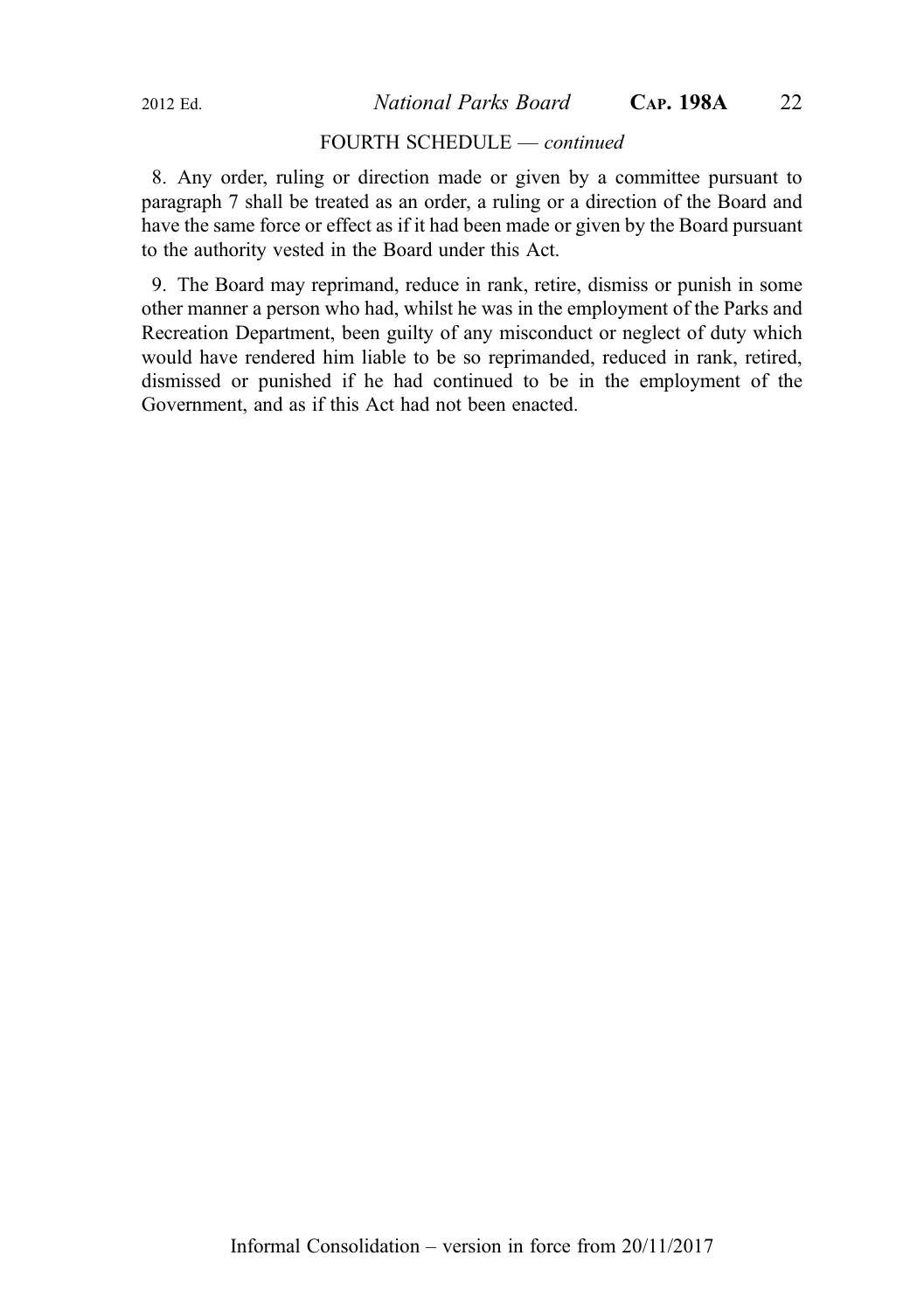FOURTH SCHEDULE — *continued*

8. Any order, ruling or direction made or given by a committee pursuant to paragraph 7 shall be treated as an order, a ruling or a direction of the Board and have the same force or effect as if it had been made or given by the Board pursuant to the authority vested in the Board under this Act.

9. The Board may reprimand, reduce in rank, retire, dismiss or punish in some other manner a person who had, whilst he was in the employment of the Parks and Recreation Department, been guilty of any misconduct or neglect of duty which would have rendered him liable to be so reprimanded, reduced in rank, retired, dismissed or punished if he had continued to be in the employment of the Government, and as if this Act had not been enacted.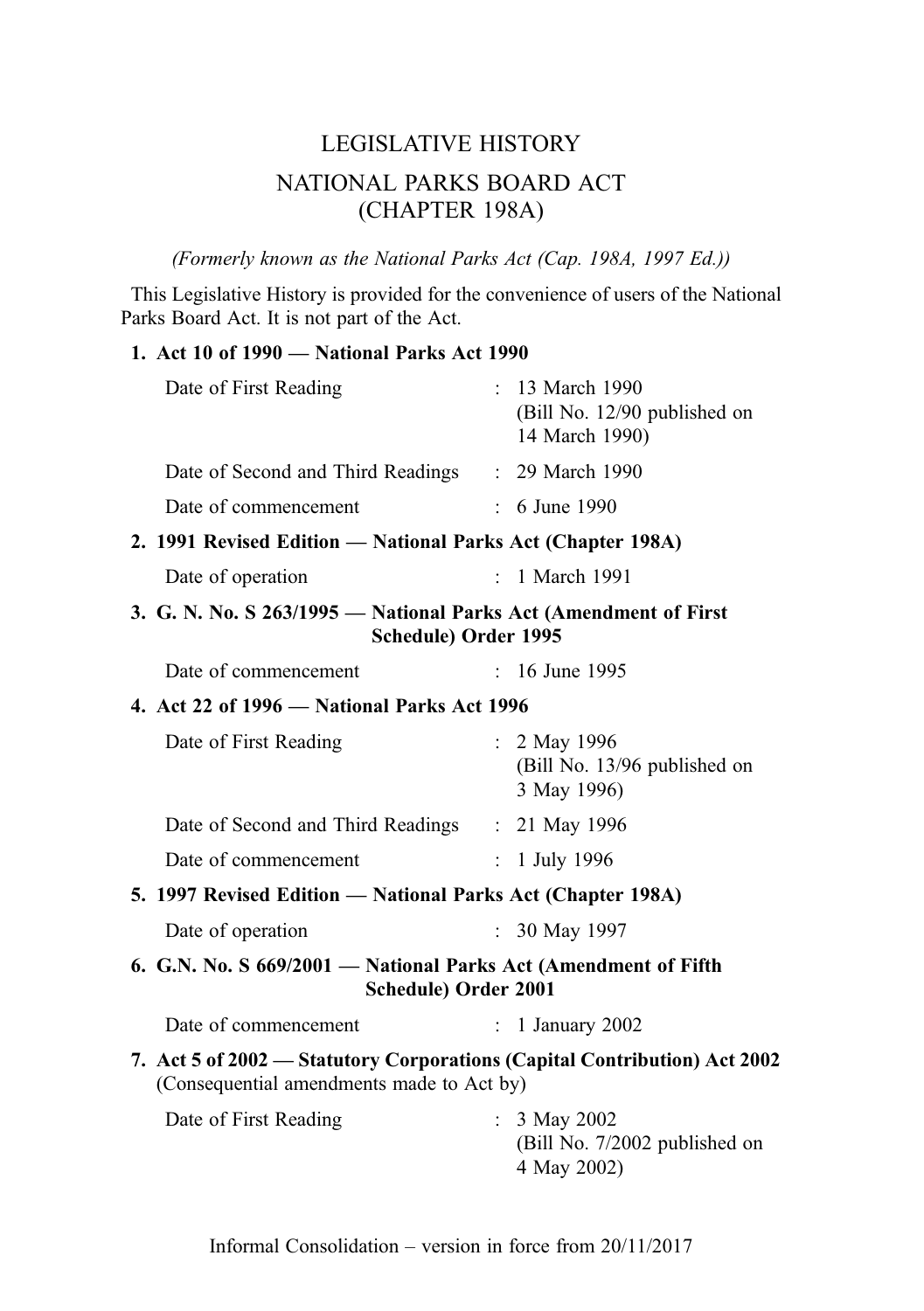# LEGISLATIVE HISTORY

## NATIONAL PARKS BOARD ACT (CHAPTER 198A)

*(Formerly known as the National Parks Act (Cap. 198A, 1997 Ed.))*

This Legislative History is provided for the convenience of users of the National Parks Board Act. It is not part of the Act.

**1. Act 10 of 1990 — National Parks Act 1990**

| | |
|---|---|
| Date of First Reading | : 13 March 1990 (Bill No. 12/90 published on 14 March 1990) |
| Date of Second and Third Readings | : 29 March 1990 |
| Date of commencement | : 6 June 1990 |

**2. 1991 Revised Edition — National Parks Act (Chapter 198A)**

| | |
|---|---|
| Date of operation | : 1 March 1991 |

**3. G. N. No. S 263/1995 — National Parks Act (Amendment of First Schedule) Order 1995**

| | |
|---|---|
| Date of commencement | : 16 June 1995 |

**4. Act 22 of 1996 — National Parks Act 1996**

| | |
|---|---|
| Date of First Reading | : 2 May 1996 (Bill No. 13/96 published on 3 May 1996) |
| Date of Second and Third Readings | : 21 May 1996 |
| Date of commencement | : 1 July 1996 |

**5. 1997 Revised Edition — National Parks Act (Chapter 198A)**

| | |
|---|---|
| Date of operation | : 30 May 1997 |

**6. G.N. No. S 669/2001 — National Parks Act (Amendment of Fifth Schedule) Order 2001**

| | |
|---|---|
| Date of commencement | : 1 January 2002 |

**7. Act 5 of 2002 — Statutory Corporations (Capital Contribution) Act 2002**
(Consequential amendments made to Act by)

| | |
|---|---|
| Date of First Reading | : 3 May 2002 (Bill No. 7/2002 published on 4 May 2002) |

Informal Consolidation – version in force from 20/11/2017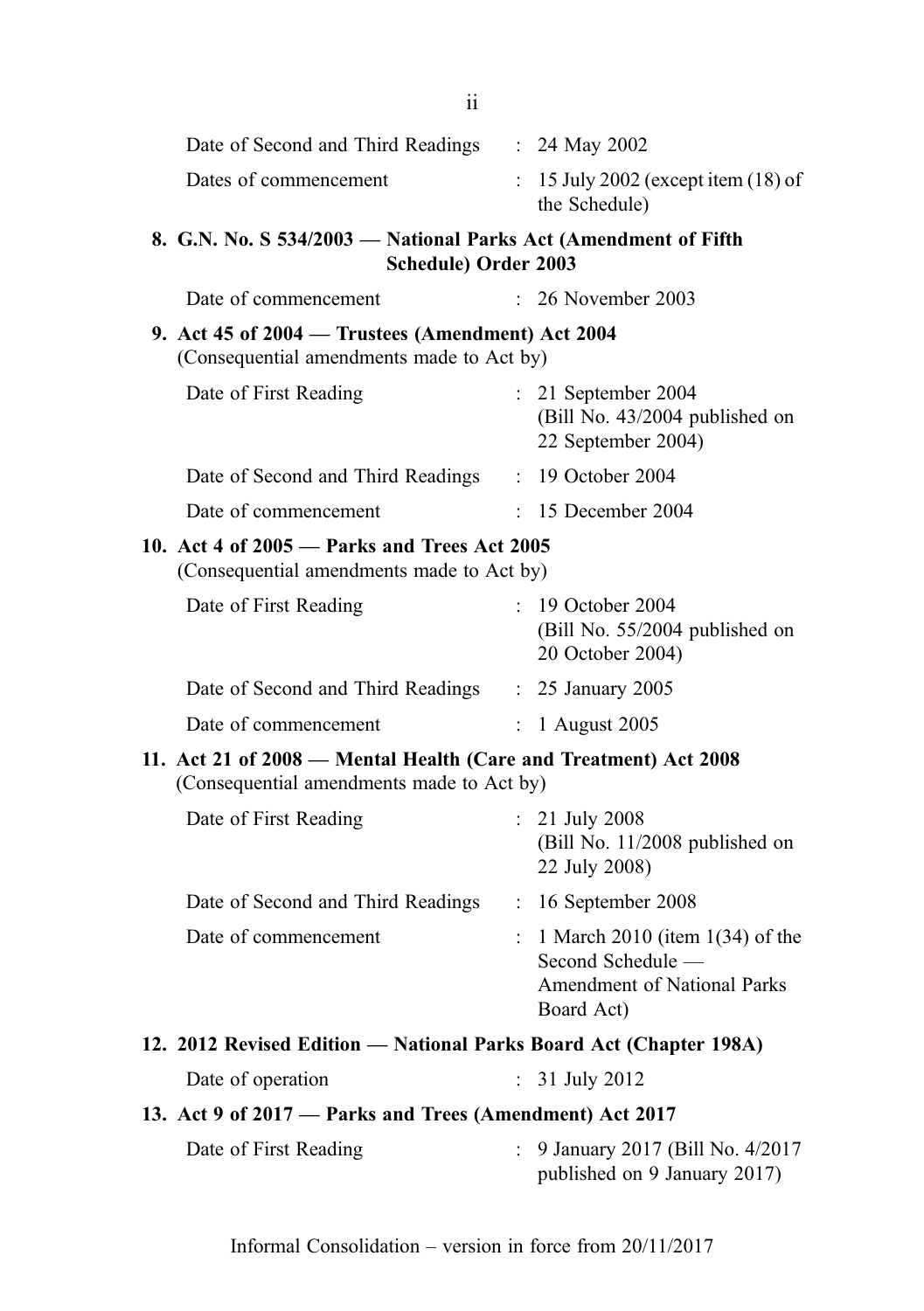| | | |
|---|---|---|
| Date of Second and Third Readings | : | 24 May 2002 |
| Dates of commencement | : | 15 July 2002 (except item (18) of the Schedule) |

**8. G.N. No. S 534/2003 — National Parks Act (Amendment of Fifth Schedule) Order 2003**

| | | |
|---|---|---|
| Date of commencement | : | 26 November 2003 |

**9. Act 45 of 2004 — Trustees (Amendment) Act 2004**
(Consequential amendments made to Act by)

| | | |
|---|---|---|
| Date of First Reading | : | 21 September 2004 (Bill No. 43/2004 published on 22 September 2004) |
| Date of Second and Third Readings | : | 19 October 2004 |
| Date of commencement | : | 15 December 2004 |

**10. Act 4 of 2005 — Parks and Trees Act 2005**
(Consequential amendments made to Act by)

| | | |
|---|---|---|
| Date of First Reading | : | 19 October 2004 (Bill No. 55/2004 published on 20 October 2004) |
| Date of Second and Third Readings | : | 25 January 2005 |
| Date of commencement | : | 1 August 2005 |

**11. Act 21 of 2008 — Mental Health (Care and Treatment) Act 2008**
(Consequential amendments made to Act by)

| | | |
|---|---|---|
| Date of First Reading | : | 21 July 2008 (Bill No. 11/2008 published on 22 July 2008) |
| Date of Second and Third Readings | : | 16 September 2008 |
| Date of commencement | : | 1 March 2010 (item 1(34) of the Second Schedule — Amendment of National Parks Board Act) |

**12. 2012 Revised Edition — National Parks Board Act (Chapter 198A)**

| | | |
|---|---|---|
| Date of operation | : | 31 July 2012 |

**13. Act 9 of 2017 — Parks and Trees (Amendment) Act 2017**

| | | |
|---|---|---|
| Date of First Reading | : | 9 January 2017 (Bill No. 4/2017 published on 9 January 2017) |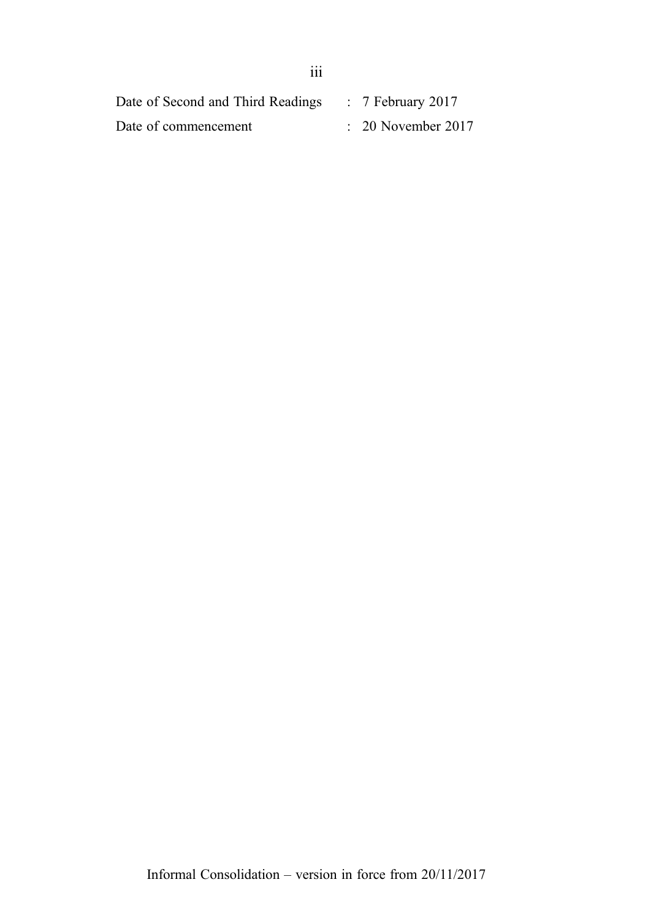| | |
|---|---|
| Date of Second and Third Readings | : 7 February 2017 |
| Date of commencement | : 20 November 2017 |